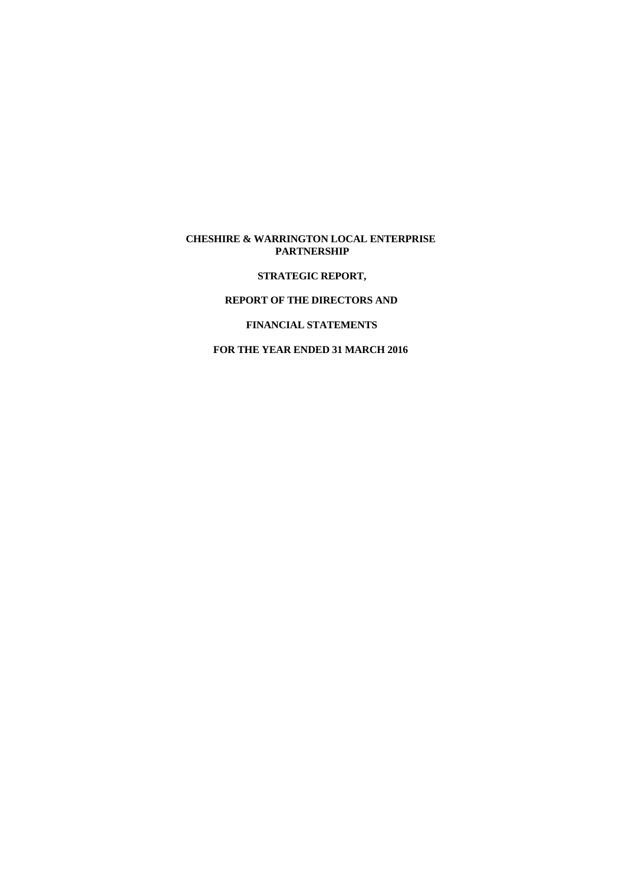**CHESHIRE & WARRINGTON LOCAL ENTERPRISE PARTNERSHIP**

**STRATEGIC REPORT,**

**REPORT OF THE DIRECTORS AND**

**FINANCIAL STATEMENTS**

**FOR THE YEAR ENDED 31 MARCH 2016**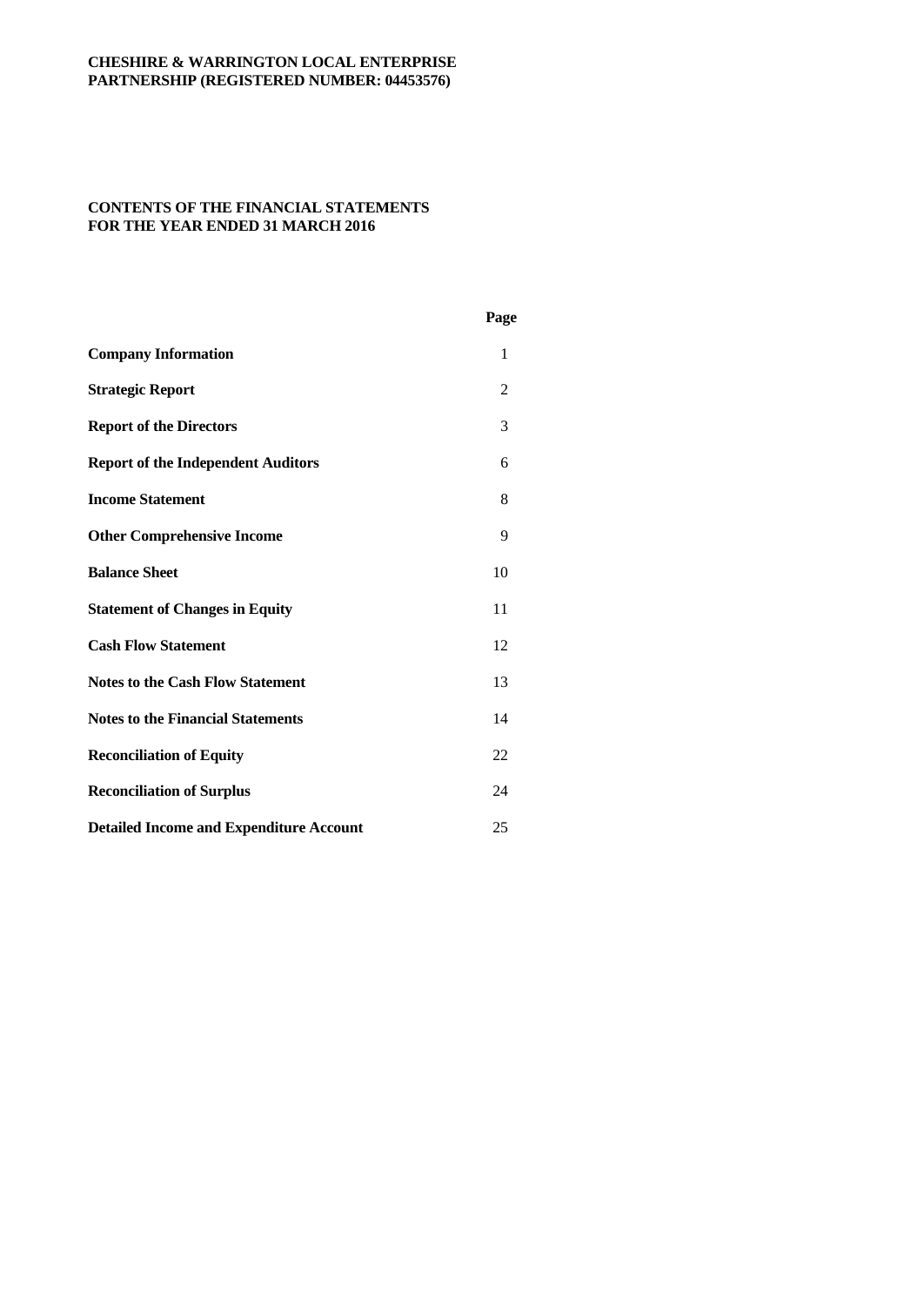**CHESHIRE & WARRINGTON LOCAL ENTERPRISE PARTNERSHIP (REGISTERED NUMBER: 04453576)**

# CONTENTS OF THE FINANCIAL STATEMENTS FOR THE YEAR ENDED 31 MARCH 2016

| | Page |
|---|---|
| **Company Information** | 1 |
| **Strategic Report** | 2 |
| **Report of the Directors** | 3 |
| **Report of the Independent Auditors** | 6 |
| **Income Statement** | 8 |
| **Other Comprehensive Income** | 9 |
| **Balance Sheet** | 10 |
| **Statement of Changes in Equity** | 11 |
| **Cash Flow Statement** | 12 |
| **Notes to the Cash Flow Statement** | 13 |
| **Notes to the Financial Statements** | 14 |
| **Reconciliation of Equity** | 22 |
| **Reconciliation of Surplus** | 24 |
| **Detailed Income and Expenditure Account** | 25 |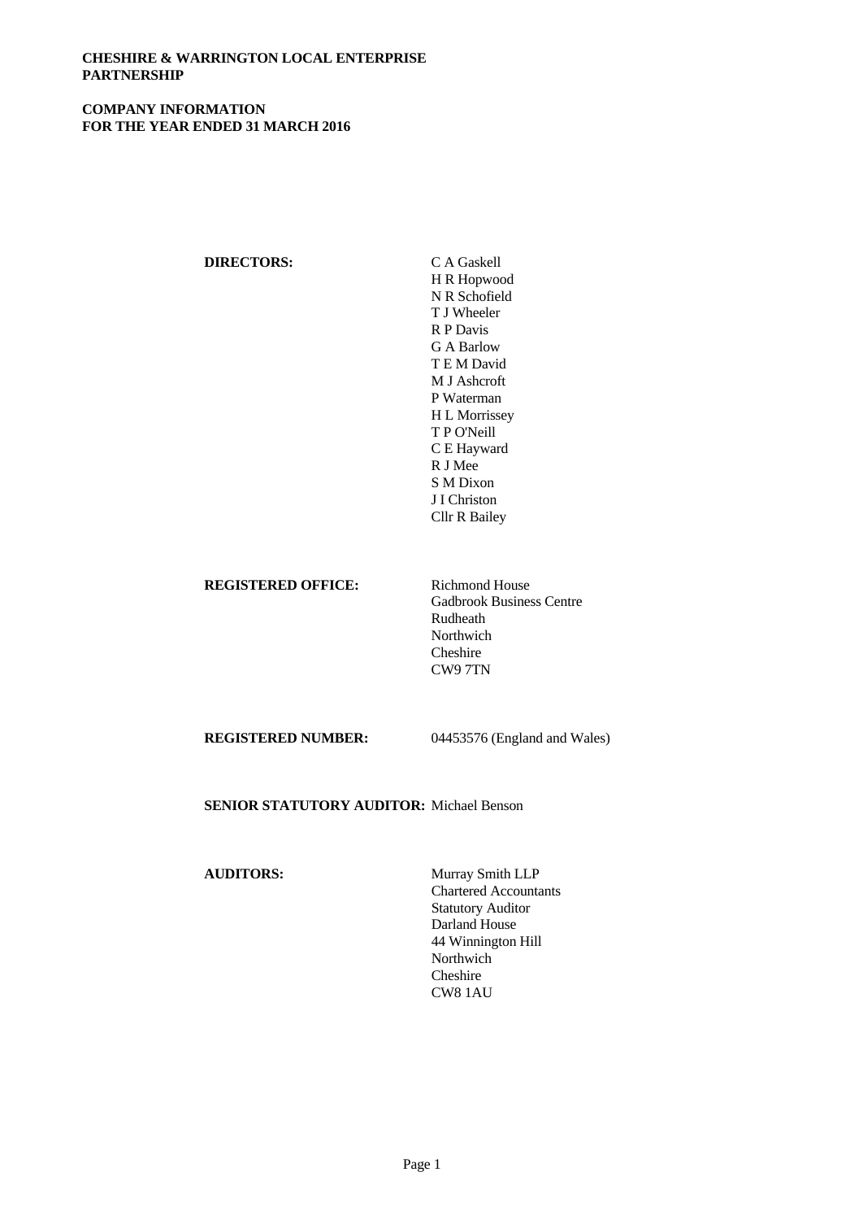**CHESHIRE & WARRINGTON LOCAL ENTERPRISE PARTNERSHIP**

**COMPANY INFORMATION**
**FOR THE YEAR ENDED 31 MARCH 2016**

| | |
|---|---|
| **DIRECTORS:** | C A Gaskell<br>H R Hopwood<br>N R Schofield<br>T J Wheeler<br>R P Davis<br>G A Barlow<br>T E M David<br>M J Ashcroft<br>P Waterman<br>H L Morrissey<br>T P O'Neill<br>C E Hayward<br>R J Mee<br>S M Dixon<br>J I Christon<br>Cllr R Bailey |
| **REGISTERED OFFICE:** | Richmond House<br>Gadbrook Business Centre<br>Rudheath<br>Northwich<br>Cheshire<br>CW9 7TN |
| **REGISTERED NUMBER:** | 04453576 (England and Wales) |
| **SENIOR STATUTORY AUDITOR:** | Michael Benson |
| **AUDITORS:** | Murray Smith LLP<br>Chartered Accountants<br>Statutory Auditor<br>Darland House<br>44 Winnington Hill<br>Northwich<br>Cheshire<br>CW8 1AU |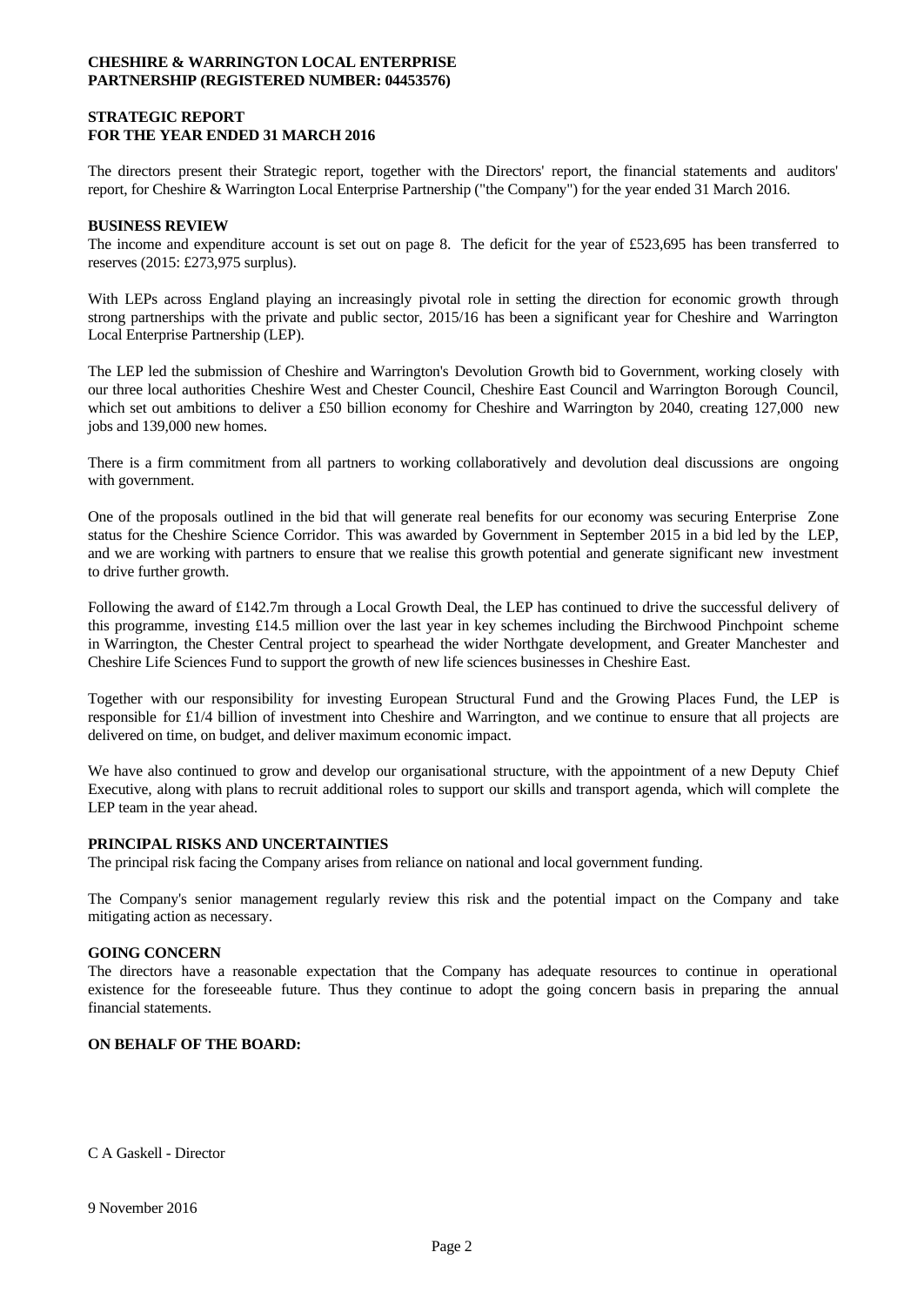**CHESHIRE & WARRINGTON LOCAL ENTERPRISE PARTNERSHIP (REGISTERED NUMBER: 04453576)**

# STRATEGIC REPORT
## FOR THE YEAR ENDED 31 MARCH 2016

The directors present their Strategic report, together with the Directors' report, the financial statements and auditors' report, for Cheshire & Warrington Local Enterprise Partnership ("the Company") for the year ended 31 March 2016.

### BUSINESS REVIEW

The income and expenditure account is set out on page 8. The deficit for the year of £523,695 has been transferred to reserves (2015: £273,975 surplus).

With LEPs across England playing an increasingly pivotal role in setting the direction for economic growth through strong partnerships with the private and public sector, 2015/16 has been a significant year for Cheshire and Warrington Local Enterprise Partnership (LEP).

The LEP led the submission of Cheshire and Warrington's Devolution Growth bid to Government, working closely with our three local authorities Cheshire West and Chester Council, Cheshire East Council and Warrington Borough Council, which set out ambitions to deliver a £50 billion economy for Cheshire and Warrington by 2040, creating 127,000 new jobs and 139,000 new homes.

There is a firm commitment from all partners to working collaboratively and devolution deal discussions are ongoing with government.

One of the proposals outlined in the bid that will generate real benefits for our economy was securing Enterprise Zone status for the Cheshire Science Corridor. This was awarded by Government in September 2015 in a bid led by the LEP, and we are working with partners to ensure that we realise this growth potential and generate significant new investment to drive further growth.

Following the award of £142.7m through a Local Growth Deal, the LEP has continued to drive the successful delivery of this programme, investing £14.5 million over the last year in key schemes including the Birchwood Pinchpoint scheme in Warrington, the Chester Central project to spearhead the wider Northgate development, and Greater Manchester and Cheshire Life Sciences Fund to support the growth of new life sciences businesses in Cheshire East.

Together with our responsibility for investing European Structural Fund and the Growing Places Fund, the LEP is responsible for £1/4 billion of investment into Cheshire and Warrington, and we continue to ensure that all projects are delivered on time, on budget, and deliver maximum economic impact.

We have also continued to grow and develop our organisational structure, with the appointment of a new Deputy Chief Executive, along with plans to recruit additional roles to support our skills and transport agenda, which will complete the LEP team in the year ahead.

### PRINCIPAL RISKS AND UNCERTAINTIES

The principal risk facing the Company arises from reliance on national and local government funding.

The Company's senior management regularly review this risk and the potential impact on the Company and take mitigating action as necessary.

### GOING CONCERN

The directors have a reasonable expectation that the Company has adequate resources to continue in operational existence for the foreseeable future. Thus they continue to adopt the going concern basis in preparing the annual financial statements.

**ON BEHALF OF THE BOARD:**

C A Gaskell - Director

9 November 2016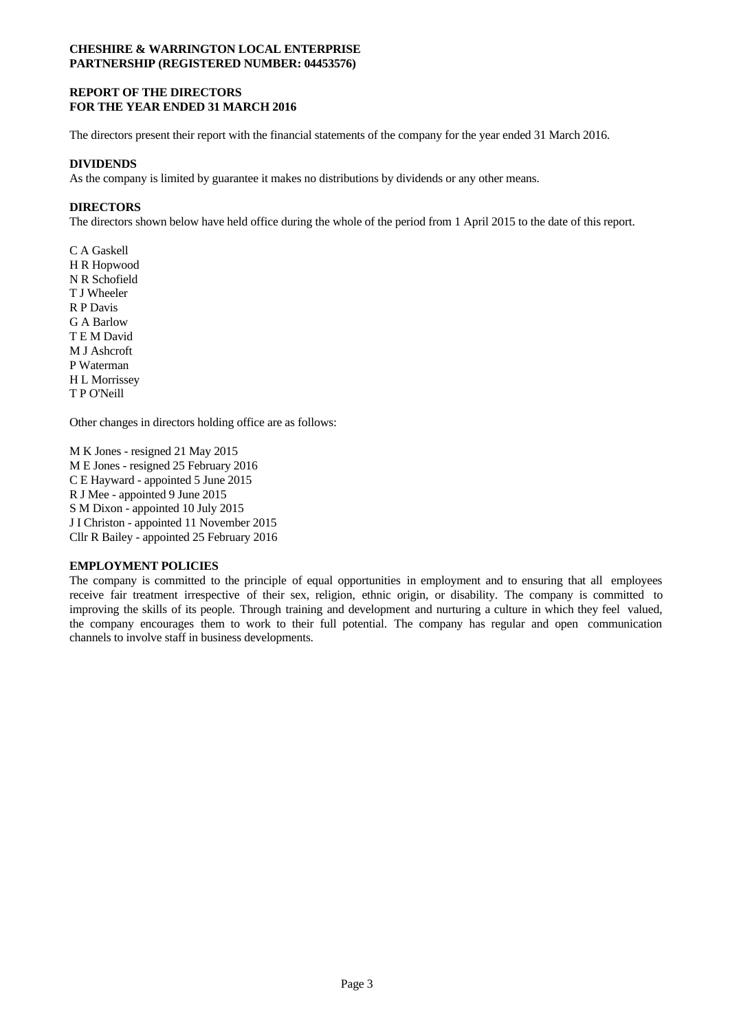**CHESHIRE & WARRINGTON LOCAL ENTERPRISE PARTNERSHIP (REGISTERED NUMBER: 04453576)**

# REPORT OF THE DIRECTORS FOR THE YEAR ENDED 31 MARCH 2016

The directors present their report with the financial statements of the company for the year ended 31 March 2016.

## DIVIDENDS

As the company is limited by guarantee it makes no distributions by dividends or any other means.

## DIRECTORS

The directors shown below have held office during the whole of the period from 1 April 2015 to the date of this report.

C A Gaskell
H R Hopwood
N R Schofield
T J Wheeler
R P Davis
G A Barlow
T E M David
M J Ashcroft
P Waterman
H L Morrissey
T P O'Neill

Other changes in directors holding office are as follows:

M K Jones - resigned 21 May 2015
M E Jones - resigned 25 February 2016
C E Hayward - appointed 5 June 2015
R J Mee - appointed 9 June 2015
S M Dixon - appointed 10 July 2015
J I Christon - appointed 11 November 2015
Cllr R Bailey - appointed 25 February 2016

## EMPLOYMENT POLICIES

The company is committed to the principle of equal opportunities in employment and to ensuring that all employees receive fair treatment irrespective of their sex, religion, ethnic origin, or disability. The company is committed to improving the skills of its people. Through training and development and nurturing a culture in which they feel valued, the company encourages them to work to their full potential. The company has regular and open communication channels to involve staff in business developments.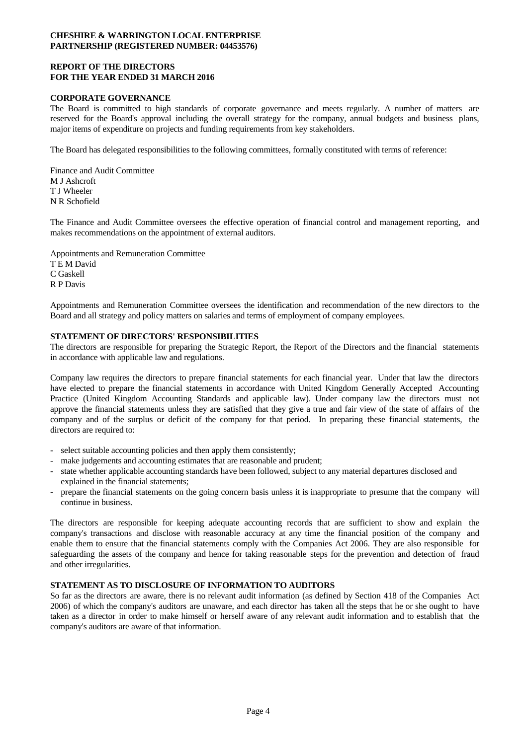**CHESHIRE & WARRINGTON LOCAL ENTERPRISE PARTNERSHIP (REGISTERED NUMBER: 04453576)**

**REPORT OF THE DIRECTORS FOR THE YEAR ENDED 31 MARCH 2016**

## CORPORATE GOVERNANCE

The Board is committed to high standards of corporate governance and meets regularly. A number of matters are reserved for the Board's approval including the overall strategy for the company, annual budgets and business plans, major items of expenditure on projects and funding requirements from key stakeholders.

The Board has delegated responsibilities to the following committees, formally constituted with terms of reference:

Finance and Audit Committee
M J Ashcroft
T J Wheeler
N R Schofield

The Finance and Audit Committee oversees the effective operation of financial control and management reporting, and makes recommendations on the appointment of external auditors.

Appointments and Remuneration Committee
T E M David
C Gaskell
R P Davis

Appointments and Remuneration Committee oversees the identification and recommendation of the new directors to the Board and all strategy and policy matters on salaries and terms of employment of company employees.

## STATEMENT OF DIRECTORS' RESPONSIBILITIES

The directors are responsible for preparing the Strategic Report, the Report of the Directors and the financial statements in accordance with applicable law and regulations.

Company law requires the directors to prepare financial statements for each financial year. Under that law the directors have elected to prepare the financial statements in accordance with United Kingdom Generally Accepted Accounting Practice (United Kingdom Accounting Standards and applicable law). Under company law the directors must not approve the financial statements unless they are satisfied that they give a true and fair view of the state of affairs of the company and of the surplus or deficit of the company for that period. In preparing these financial statements, the directors are required to:

- select suitable accounting policies and then apply them consistently;
- make judgements and accounting estimates that are reasonable and prudent;
- state whether applicable accounting standards have been followed, subject to any material departures disclosed and explained in the financial statements;
- prepare the financial statements on the going concern basis unless it is inappropriate to presume that the company will continue in business.

The directors are responsible for keeping adequate accounting records that are sufficient to show and explain the company's transactions and disclose with reasonable accuracy at any time the financial position of the company and enable them to ensure that the financial statements comply with the Companies Act 2006. They are also responsible for safeguarding the assets of the company and hence for taking reasonable steps for the prevention and detection of fraud and other irregularities.

## STATEMENT AS TO DISCLOSURE OF INFORMATION TO AUDITORS

So far as the directors are aware, there is no relevant audit information (as defined by Section 418 of the Companies Act 2006) of which the company's auditors are unaware, and each director has taken all the steps that he or she ought to have taken as a director in order to make himself or herself aware of any relevant audit information and to establish that the company's auditors are aware of that information.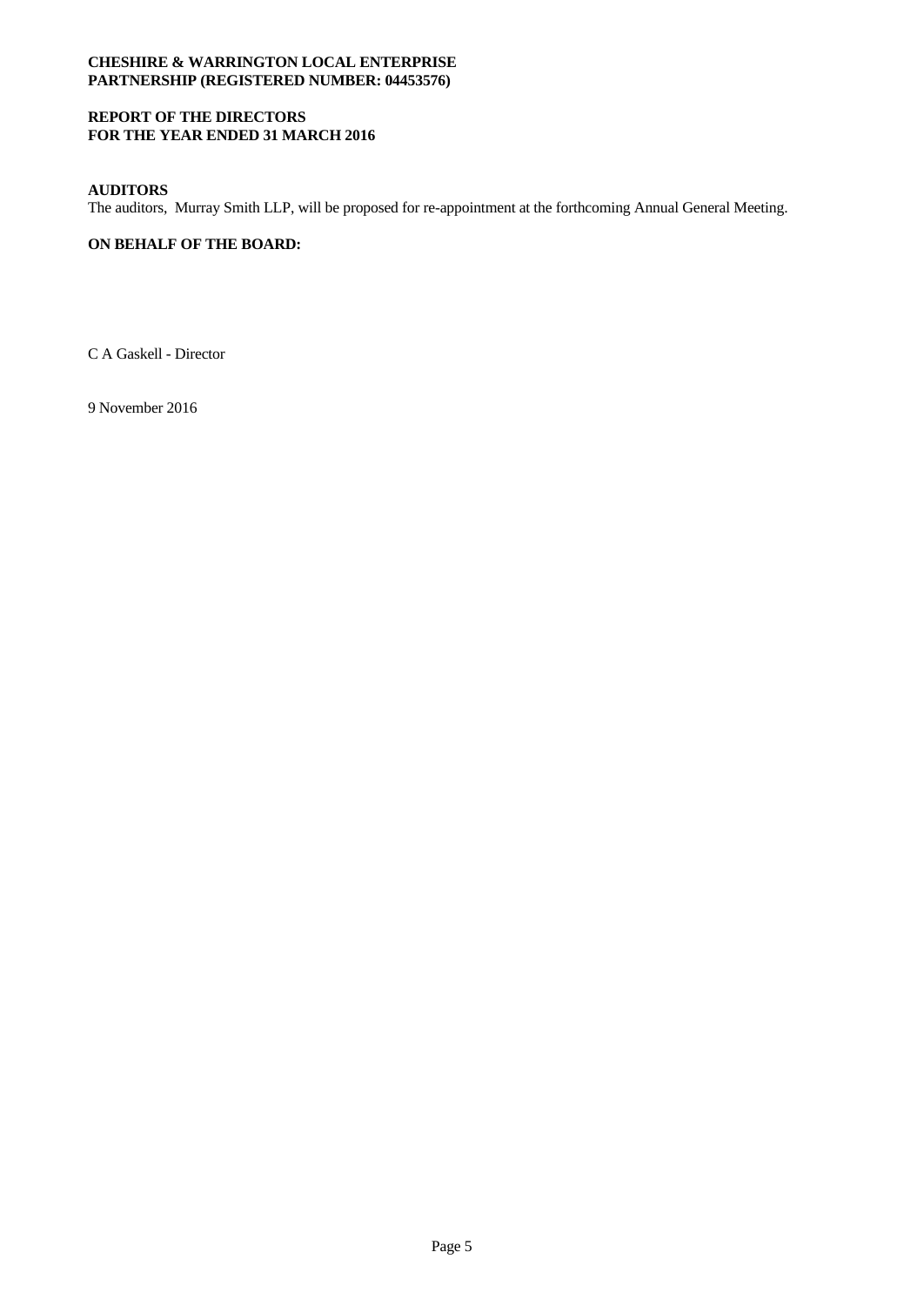**CHESHIRE & WARRINGTON LOCAL ENTERPRISE PARTNERSHIP (REGISTERED NUMBER: 04453576)**

**REPORT OF THE DIRECTORS FOR THE YEAR ENDED 31 MARCH 2016**

**AUDITORS**

The auditors, Murray Smith LLP, will be proposed for re-appointment at the forthcoming Annual General Meeting.

**ON BEHALF OF THE BOARD:**

C A Gaskell - Director

9 November 2016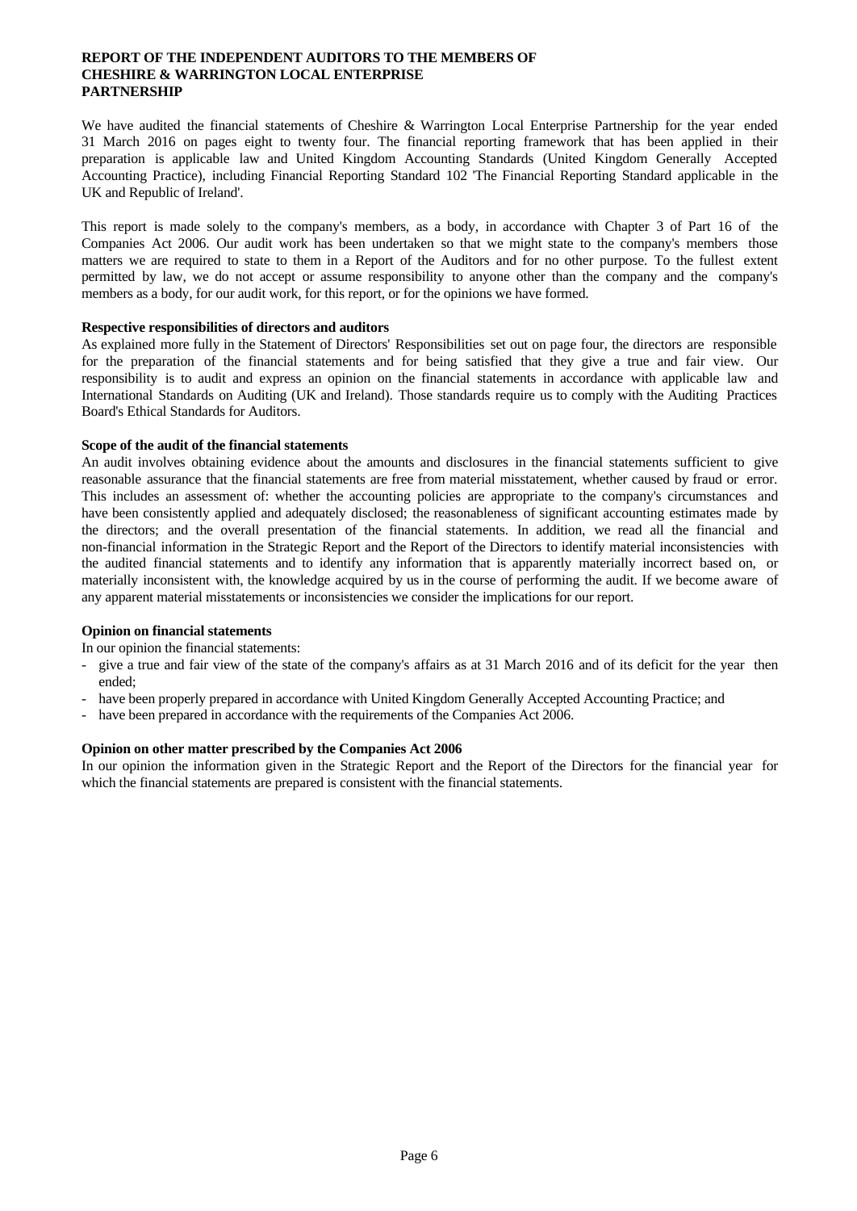**REPORT OF THE INDEPENDENT AUDITORS TO THE MEMBERS OF CHESHIRE & WARRINGTON LOCAL ENTERPRISE PARTNERSHIP**

We have audited the financial statements of Cheshire & Warrington Local Enterprise Partnership for the year ended 31 March 2016 on pages eight to twenty four. The financial reporting framework that has been applied in their preparation is applicable law and United Kingdom Accounting Standards (United Kingdom Generally Accepted Accounting Practice), including Financial Reporting Standard 102 'The Financial Reporting Standard applicable in the UK and Republic of Ireland'.

This report is made solely to the company's members, as a body, in accordance with Chapter 3 of Part 16 of the Companies Act 2006. Our audit work has been undertaken so that we might state to the company's members those matters we are required to state to them in a Report of the Auditors and for no other purpose. To the fullest extent permitted by law, we do not accept or assume responsibility to anyone other than the company and the company's members as a body, for our audit work, for this report, or for the opinions we have formed.

**Respective responsibilities of directors and auditors**

As explained more fully in the Statement of Directors' Responsibilities set out on page four, the directors are responsible for the preparation of the financial statements and for being satisfied that they give a true and fair view. Our responsibility is to audit and express an opinion on the financial statements in accordance with applicable law and International Standards on Auditing (UK and Ireland). Those standards require us to comply with the Auditing Practices Board's Ethical Standards for Auditors.

**Scope of the audit of the financial statements**

An audit involves obtaining evidence about the amounts and disclosures in the financial statements sufficient to give reasonable assurance that the financial statements are free from material misstatement, whether caused by fraud or error. This includes an assessment of: whether the accounting policies are appropriate to the company's circumstances and have been consistently applied and adequately disclosed; the reasonableness of significant accounting estimates made by the directors; and the overall presentation of the financial statements. In addition, we read all the financial and non-financial information in the Strategic Report and the Report of the Directors to identify material inconsistencies with the audited financial statements and to identify any information that is apparently materially incorrect based on, or materially inconsistent with, the knowledge acquired by us in the course of performing the audit. If we become aware of any apparent material misstatements or inconsistencies we consider the implications for our report.

**Opinion on financial statements**

In our opinion the financial statements:

- give a true and fair view of the state of the company's affairs as at 31 March 2016 and of its deficit for the year then ended;
- have been properly prepared in accordance with United Kingdom Generally Accepted Accounting Practice; and
- have been prepared in accordance with the requirements of the Companies Act 2006.

**Opinion on other matter prescribed by the Companies Act 2006**

In our opinion the information given in the Strategic Report and the Report of the Directors for the financial year for which the financial statements are prepared is consistent with the financial statements.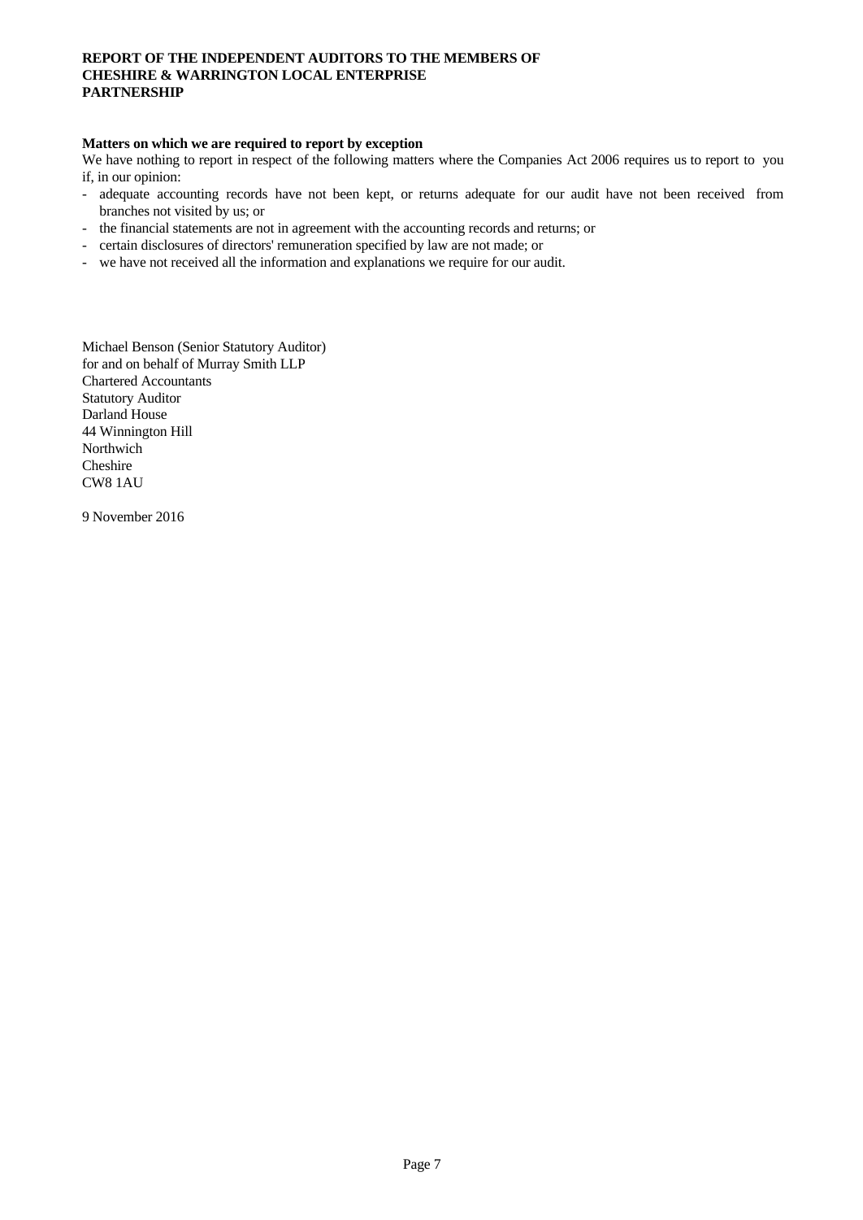**REPORT OF THE INDEPENDENT AUDITORS TO THE MEMBERS OF CHESHIRE & WARRINGTON LOCAL ENTERPRISE PARTNERSHIP**

**Matters on which we are required to report by exception**

We have nothing to report in respect of the following matters where the Companies Act 2006 requires us to report to you if, in our opinion:

- adequate accounting records have not been kept, or returns adequate for our audit have not been received from branches not visited by us; or
- the financial statements are not in agreement with the accounting records and returns; or
- certain disclosures of directors' remuneration specified by law are not made; or
- we have not received all the information and explanations we require for our audit.

Michael Benson (Senior Statutory Auditor)
for and on behalf of Murray Smith LLP
Chartered Accountants
Statutory Auditor
Darland House
44 Winnington Hill
Northwich
Cheshire
CW8 1AU

9 November 2016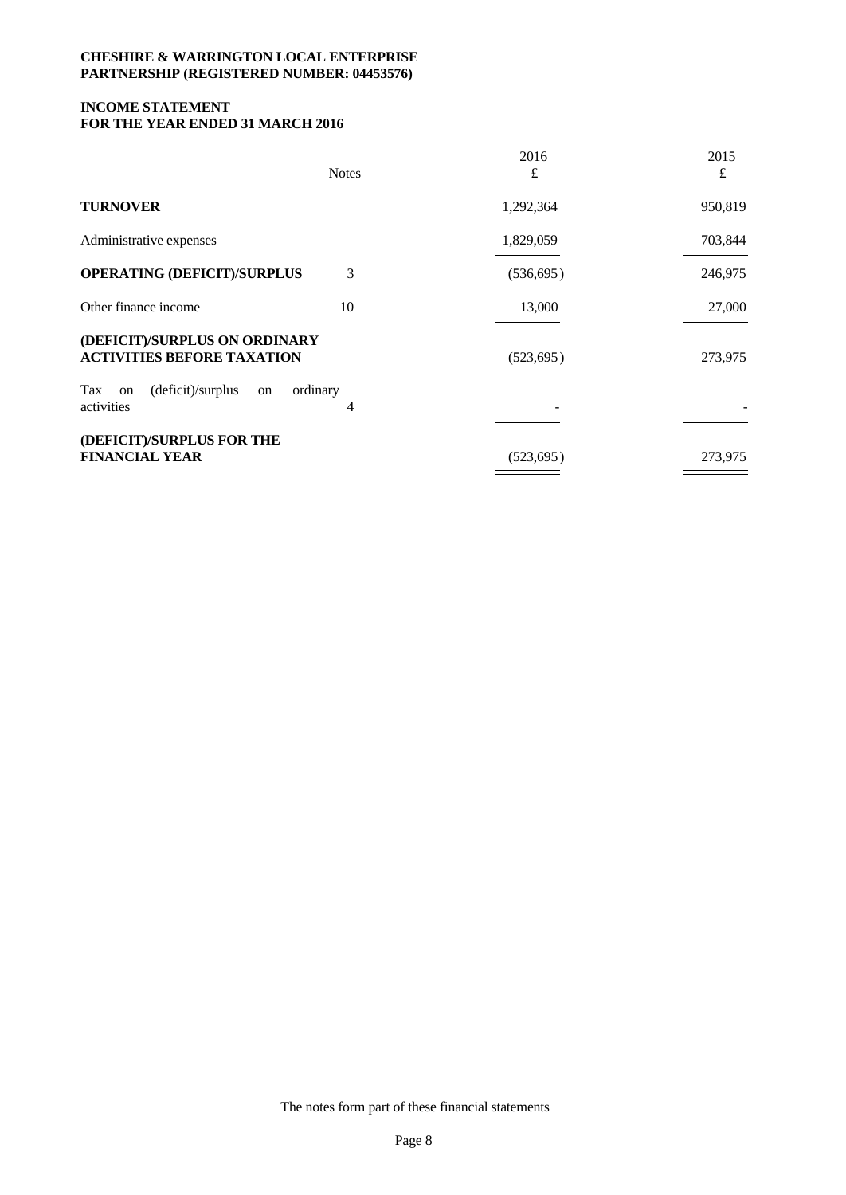**CHESHIRE & WARRINGTON LOCAL ENTERPRISE PARTNERSHIP (REGISTERED NUMBER: 04453576)**

**INCOME STATEMENT**
**FOR THE YEAR ENDED 31 MARCH 2016**

| | Notes | 2016 £ | 2015 £ |
|---|---|---|---|
| **TURNOVER** | | 1,292,364 | 950,819 |
| Administrative expenses | | 1,829,059 | 703,844 |
| **OPERATING (DEFICIT)/SURPLUS** | 3 | (536,695) | 246,975 |
| Other finance income | 10 | 13,000 | 27,000 |
| **(DEFICIT)/SURPLUS ON ORDINARY ACTIVITIES BEFORE TAXATION** | | (523,695) | 273,975 |
| Tax on (deficit)/surplus on ordinary activities | 4 | - | - |
| **(DEFICIT)/SURPLUS FOR THE FINANCIAL YEAR** | | (523,695) | 273,975 |

The notes form part of these financial statements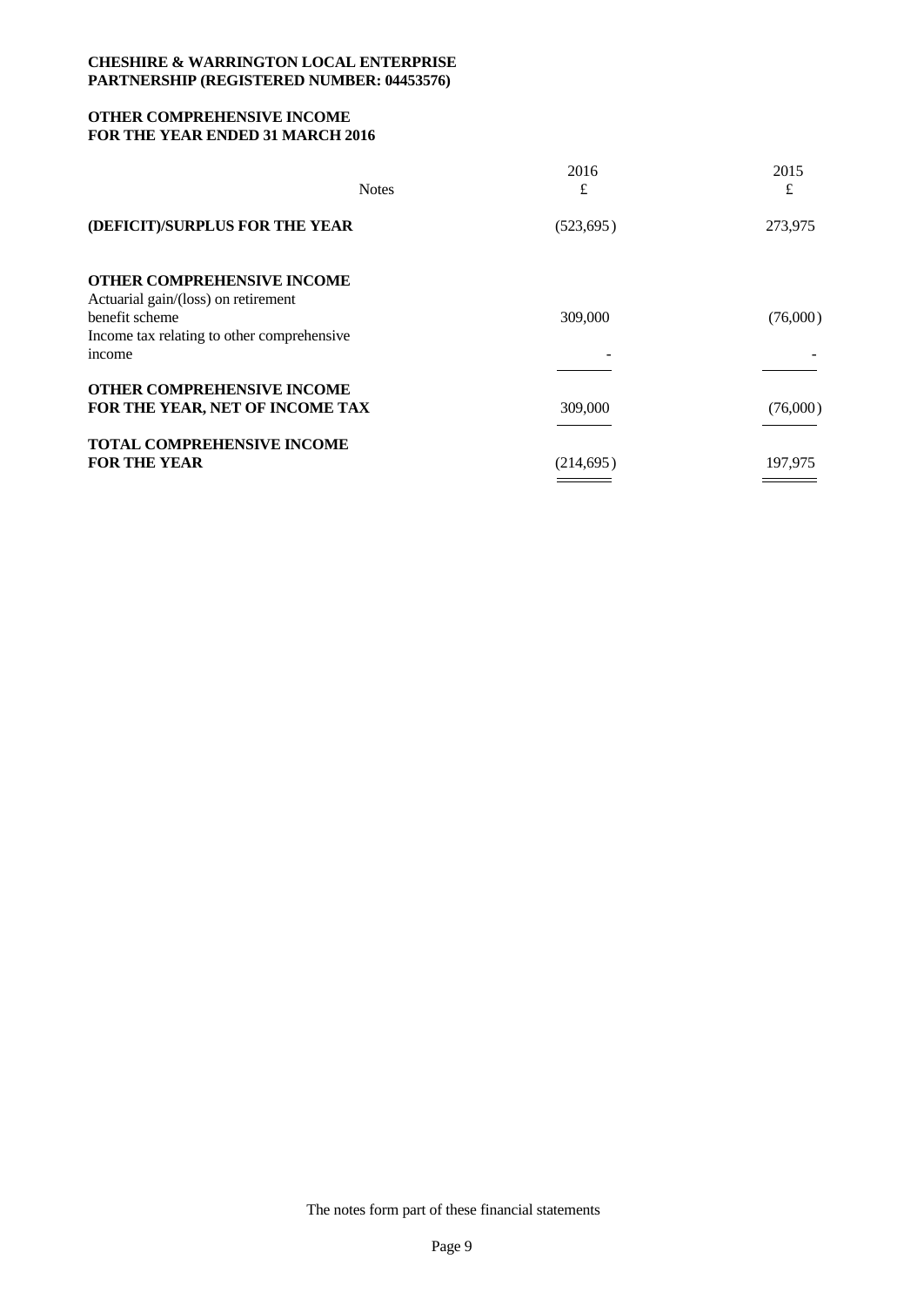**CHESHIRE & WARRINGTON LOCAL ENTERPRISE PARTNERSHIP (REGISTERED NUMBER: 04453576)**

**OTHER COMPREHENSIVE INCOME FOR THE YEAR ENDED 31 MARCH 2016**

| | Notes | 2016 £ | 2015 £ |
|---|---|---|---|
| **(DEFICIT)/SURPLUS FOR THE YEAR** | | (523,695) | 273,975 |
| **OTHER COMPREHENSIVE INCOME** | | | |
| Actuarial gain/(loss) on retirement benefit scheme | | 309,000 | (76,000) |
| Income tax relating to other comprehensive income | | - | - |
| **OTHER COMPREHENSIVE INCOME FOR THE YEAR, NET OF INCOME TAX** | | 309,000 | (76,000) |
| **TOTAL COMPREHENSIVE INCOME FOR THE YEAR** | | (214,695) | 197,975 |

The notes form part of these financial statements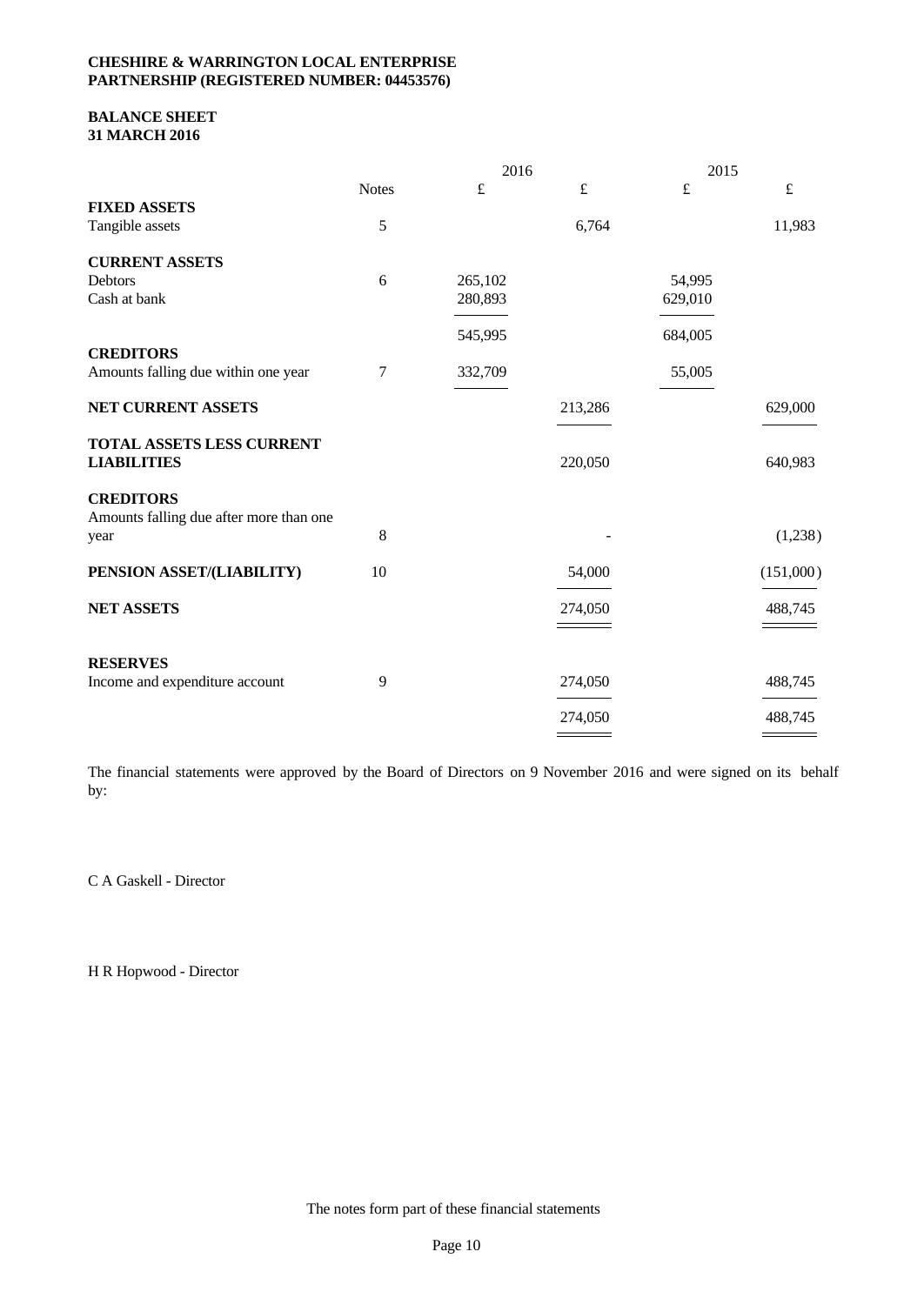**CHESHIRE & WARRINGTON LOCAL ENTERPRISE PARTNERSHIP (REGISTERED NUMBER: 04453576)**

**BALANCE SHEET**
**31 MARCH 2016**

| | | 2016 | | 2015 | |
|---|---|---|---|---|---|
| | Notes | £ | £ | £ | £ |
| **FIXED ASSETS** | | | | | |
| Tangible assets | 5 | | 6,764 | | 11,983 |
| **CURRENT ASSETS** | | | | | |
| Debtors | 6 | 265,102 | | 54,995 | |
| Cash at bank | | 280,893 | | 629,010 | |
| | | 545,995 | | 684,005 | |
| **CREDITORS** | | | | | |
| Amounts falling due within one year | 7 | 332,709 | | 55,005 | |
| **NET CURRENT ASSETS** | | | 213,286 | | 629,000 |
| **TOTAL ASSETS LESS CURRENT LIABILITIES** | | | 220,050 | | 640,983 |
| **CREDITORS** | | | | | |
| Amounts falling due after more than one year | 8 | | - | | (1,238) |
| **PENSION ASSET/(LIABILITY)** | 10 | | 54,000 | | (151,000) |
| **NET ASSETS** | | | 274,050 | | 488,745 |
| **RESERVES** | | | | | |
| Income and expenditure account | 9 | | 274,050 | | 488,745 |
| | | | 274,050 | | 488,745 |

The financial statements were approved by the Board of Directors on 9 November 2016 and were signed on its behalf by:

C A Gaskell - Director

H R Hopwood - Director

The notes form part of these financial statements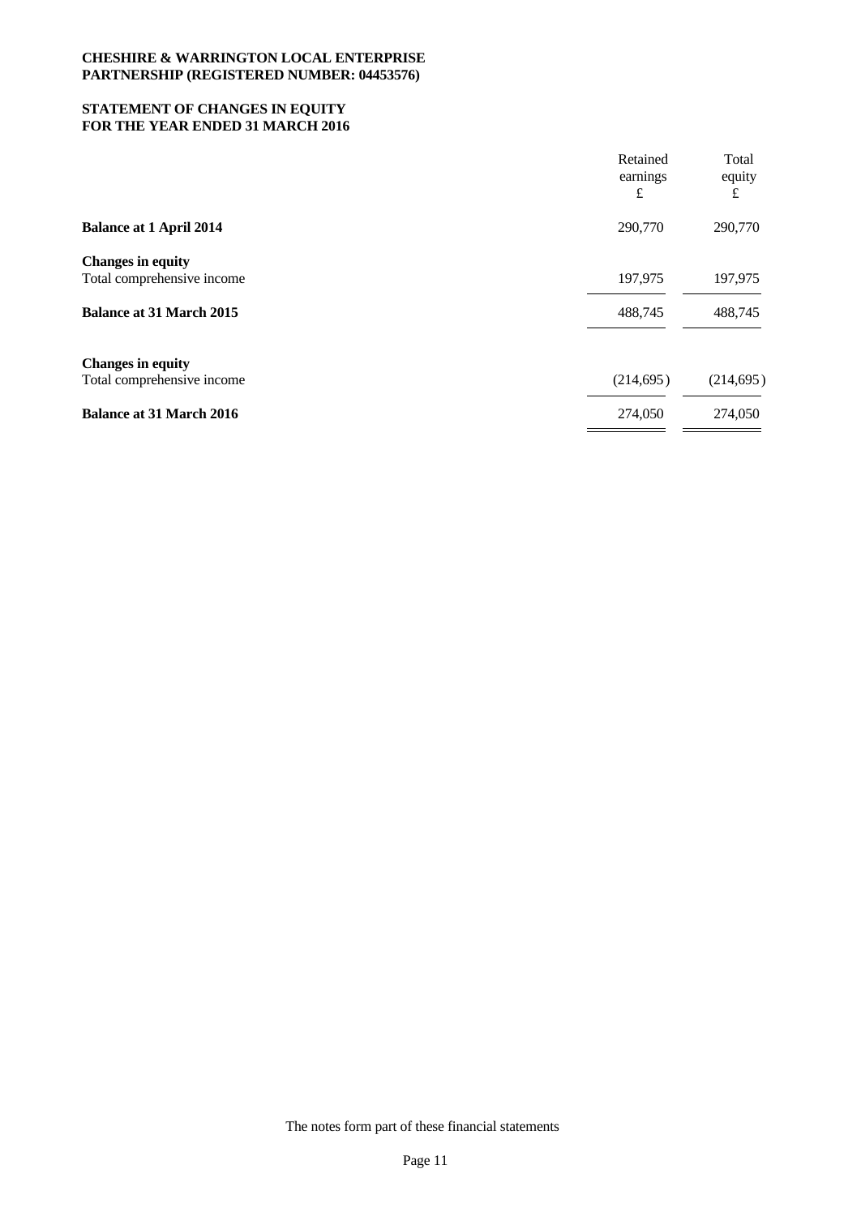**CHESHIRE & WARRINGTON LOCAL ENTERPRISE PARTNERSHIP (REGISTERED NUMBER: 04453576)**

**STATEMENT OF CHANGES IN EQUITY FOR THE YEAR ENDED 31 MARCH 2016**

| | Retained earnings £ | Total equity £ |
|---|---|---|
| **Balance at 1 April 2014** | 290,770 | 290,770 |
| **Changes in equity** | | |
| Total comprehensive income | 197,975 | 197,975 |
| **Balance at 31 March 2015** | 488,745 | 488,745 |
| **Changes in equity** | | |
| Total comprehensive income | (214,695) | (214,695) |
| **Balance at 31 March 2016** | 274,050 | 274,050 |

The notes form part of these financial statements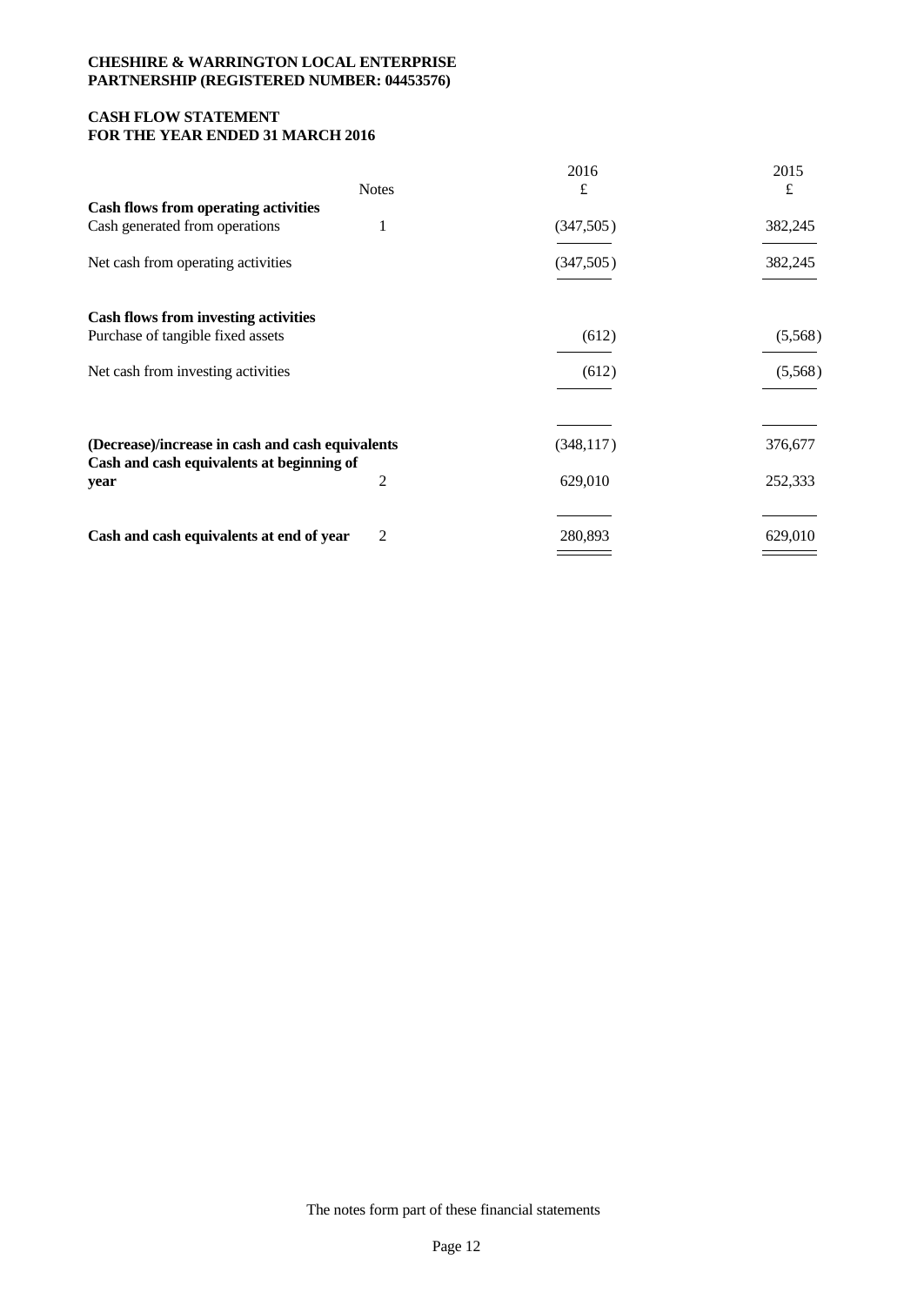**CHESHIRE & WARRINGTON LOCAL ENTERPRISE PARTNERSHIP (REGISTERED NUMBER: 04453576)**

**CASH FLOW STATEMENT FOR THE YEAR ENDED 31 MARCH 2016**

| | Notes | 2016 £ | 2015 £ |
|---|---|---|---|
| **Cash flows from operating activities** | | | |
| Cash generated from operations | 1 | (347,505) | 382,245 |
| Net cash from operating activities | | (347,505) | 382,245 |
| **Cash flows from investing activities** | | | |
| Purchase of tangible fixed assets | | (612) | (5,568) |
| Net cash from investing activities | | (612) | (5,568) |
| **(Decrease)/increase in cash and cash equivalents** | | (348,117) | 376,677 |
| **Cash and cash equivalents at beginning of year** | 2 | 629,010 | 252,333 |
| **Cash and cash equivalents at end of year** | 2 | 280,893 | 629,010 |

The notes form part of these financial statements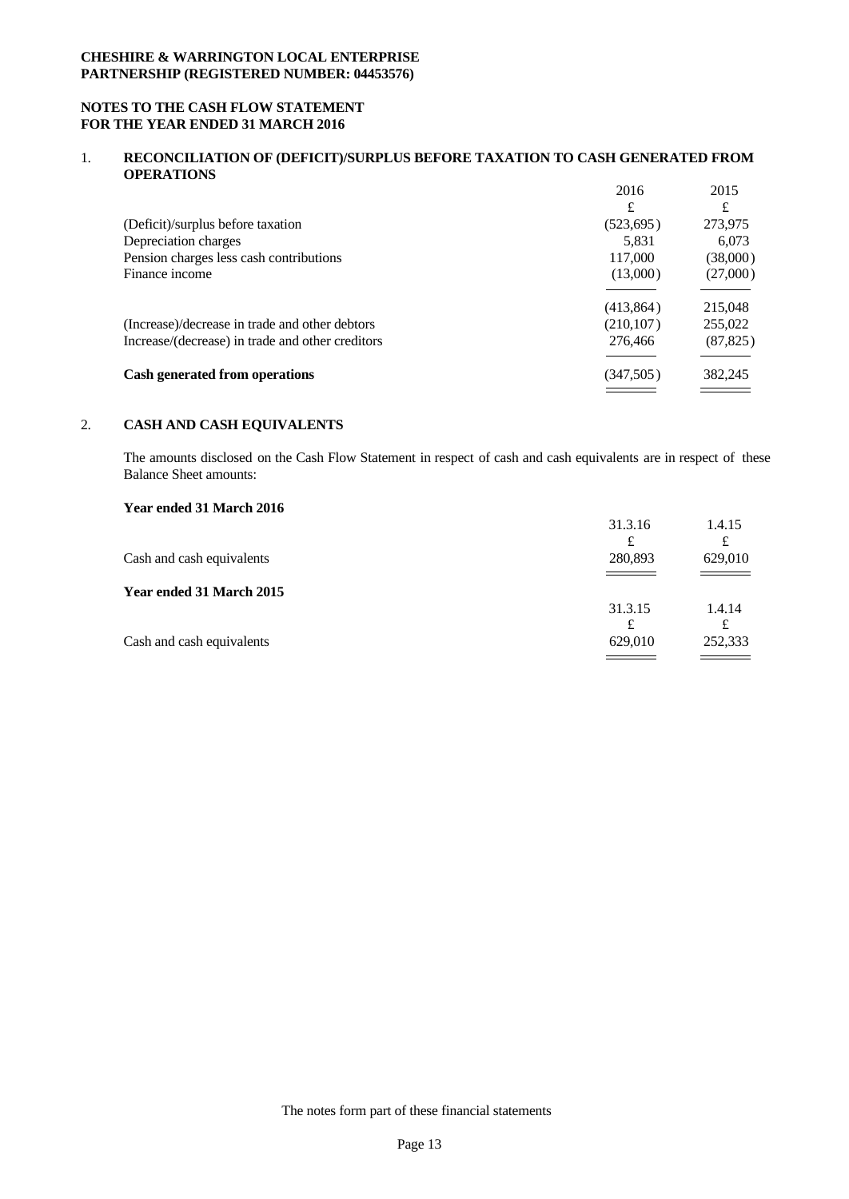**CHESHIRE & WARRINGTON LOCAL ENTERPRISE PARTNERSHIP (REGISTERED NUMBER: 04453576)**

**NOTES TO THE CASH FLOW STATEMENT FOR THE YEAR ENDED 31 MARCH 2016**

## 1. RECONCILIATION OF (DEFICIT)/SURPLUS BEFORE TAXATION TO CASH GENERATED FROM OPERATIONS

| | 2016 | 2015 |
|---|---|---|
| | £ | £ |
| (Deficit)/surplus before taxation | (523,695) | 273,975 |
| Depreciation charges | 5,831 | 6,073 |
| Pension charges less cash contributions | 117,000 | (38,000) |
| Finance income | (13,000) | (27,000) |
| | (413,864) | 215,048 |
| (Increase)/decrease in trade and other debtors | (210,107) | 255,022 |
| Increase/(decrease) in trade and other creditors | 276,466 | (87,825) |
| **Cash generated from operations** | (347,505) | 382,245 |

## 2. CASH AND CASH EQUIVALENTS

The amounts disclosed on the Cash Flow Statement in respect of cash and cash equivalents are in respect of these Balance Sheet amounts:

**Year ended 31 March 2016**

| | 31.3.16 | 1.4.15 |
|---|---|---|
| | £ | £ |
| Cash and cash equivalents | 280,893 | 629,010 |

**Year ended 31 March 2015**

| | 31.3.15 | 1.4.14 |
|---|---|---|
| | £ | £ |
| Cash and cash equivalents | 629,010 | 252,333 |

The notes form part of these financial statements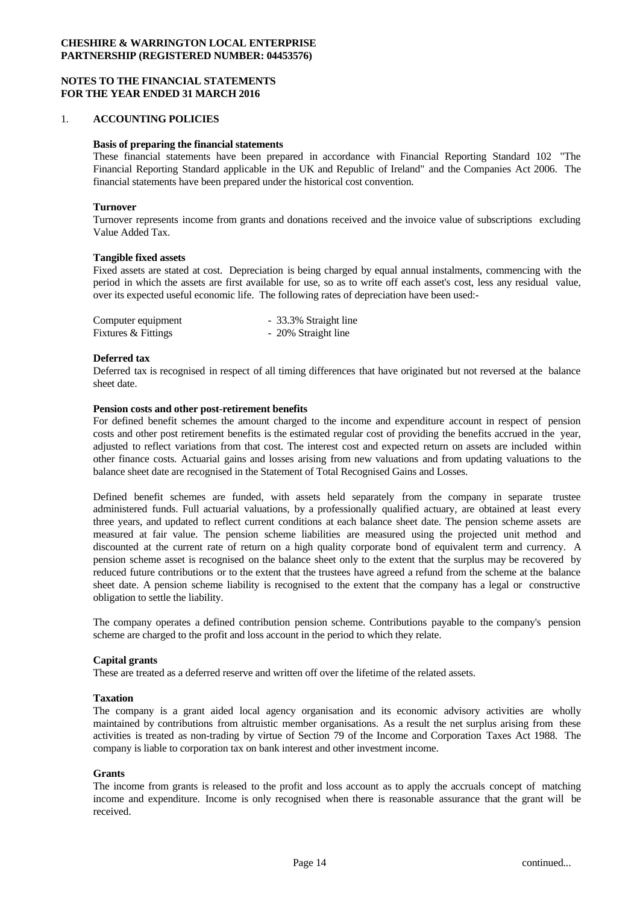**CHESHIRE & WARRINGTON LOCAL ENTERPRISE PARTNERSHIP (REGISTERED NUMBER: 04453576)**

**NOTES TO THE FINANCIAL STATEMENTS FOR THE YEAR ENDED 31 MARCH 2016**

## 1. ACCOUNTING POLICIES

**Basis of preparing the financial statements**

These financial statements have been prepared in accordance with Financial Reporting Standard 102 "The Financial Reporting Standard applicable in the UK and Republic of Ireland" and the Companies Act 2006. The financial statements have been prepared under the historical cost convention.

**Turnover**

Turnover represents income from grants and donations received and the invoice value of subscriptions excluding Value Added Tax.

**Tangible fixed assets**

Fixed assets are stated at cost. Depreciation is being charged by equal annual instalments, commencing with the period in which the assets are first available for use, so as to write off each asset's cost, less any residual value, over its expected useful economic life. The following rates of depreciation have been used:-

| | |
|---|---|
| Computer equipment | - 33.3% Straight line |
| Fixtures & Fittings | - 20% Straight line |

**Deferred tax**

Deferred tax is recognised in respect of all timing differences that have originated but not reversed at the balance sheet date.

**Pension costs and other post-retirement benefits**

For defined benefit schemes the amount charged to the income and expenditure account in respect of pension costs and other post retirement benefits is the estimated regular cost of providing the benefits accrued in the year, adjusted to reflect variations from that cost. The interest cost and expected return on assets are included within other finance costs. Actuarial gains and losses arising from new valuations and from updating valuations to the balance sheet date are recognised in the Statement of Total Recognised Gains and Losses.

Defined benefit schemes are funded, with assets held separately from the company in separate trustee administered funds. Full actuarial valuations, by a professionally qualified actuary, are obtained at least every three years, and updated to reflect current conditions at each balance sheet date. The pension scheme assets are measured at fair value. The pension scheme liabilities are measured using the projected unit method and discounted at the current rate of return on a high quality corporate bond of equivalent term and currency. A pension scheme asset is recognised on the balance sheet only to the extent that the surplus may be recovered by reduced future contributions or to the extent that the trustees have agreed a refund from the scheme at the balance sheet date. A pension scheme liability is recognised to the extent that the company has a legal or constructive obligation to settle the liability.

The company operates a defined contribution pension scheme. Contributions payable to the company's pension scheme are charged to the profit and loss account in the period to which they relate.

**Capital grants**

These are treated as a deferred reserve and written off over the lifetime of the related assets.

**Taxation**

The company is a grant aided local agency organisation and its economic advisory activities are wholly maintained by contributions from altruistic member organisations. As a result the net surplus arising from these activities is treated as non-trading by virtue of Section 79 of the Income and Corporation Taxes Act 1988. The company is liable to corporation tax on bank interest and other investment income.

**Grants**

The income from grants is released to the profit and loss account as to apply the accruals concept of matching income and expenditure. Income is only recognised when there is reasonable assurance that the grant will be received.

continued...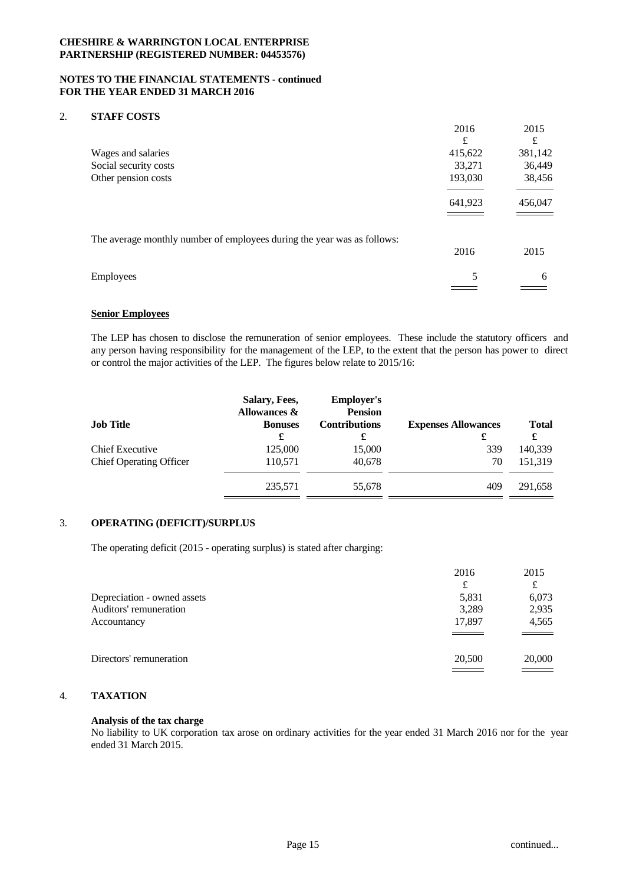**CHESHIRE & WARRINGTON LOCAL ENTERPRISE PARTNERSHIP (REGISTERED NUMBER: 04453576)**

**NOTES TO THE FINANCIAL STATEMENTS - continued FOR THE YEAR ENDED 31 MARCH 2016**

## 2. STAFF COSTS

| | 2016 | 2015 |
|---|---|---|
| | £ | £ |
| Wages and salaries | 415,622 | 381,142 |
| Social security costs | 33,271 | 36,449 |
| Other pension costs | 193,030 | 38,456 |
| | 641,923 | 456,047 |

The average monthly number of employees during the year was as follows:

| | 2016 | 2015 |
|---|---|---|
| Employees | 5 | 6 |

**Senior Employees**

The LEP has chosen to disclose the remuneration of senior employees. These include the statutory officers and any person having responsibility for the management of the LEP, to the extent that the person has power to direct or control the major activities of the LEP. The figures below relate to 2015/16:

| **Job Title** | **Salary, Fees, Allowances & Bonuses** | **Employer's Pension Contributions** | **Expenses Allowances** | **Total** |
|---|---|---|---|---|
| | **£** | **£** | **£** | **£** |
| Chief Executive | 125,000 | 15,000 | 339 | 140,339 |
| Chief Operating Officer | 110,571 | 40,678 | 70 | 151,319 |
| | 235,571 | 55,678 | 409 | 291,658 |

## 3. OPERATING (DEFICIT)/SURPLUS

The operating deficit (2015 - operating surplus) is stated after charging:

| | 2016 | 2015 |
|---|---|---|
| | £ | £ |
| Depreciation - owned assets | 5,831 | 6,073 |
| Auditors' remuneration | 3,289 | 2,935 |
| Accountancy | 17,897 | 4,565 |
| | | |
| Directors' remuneration | 20,500 | 20,000 |

## 4. TAXATION

**Analysis of the tax charge**

No liability to UK corporation tax arose on ordinary activities for the year ended 31 March 2016 nor for the year ended 31 March 2015.

continued...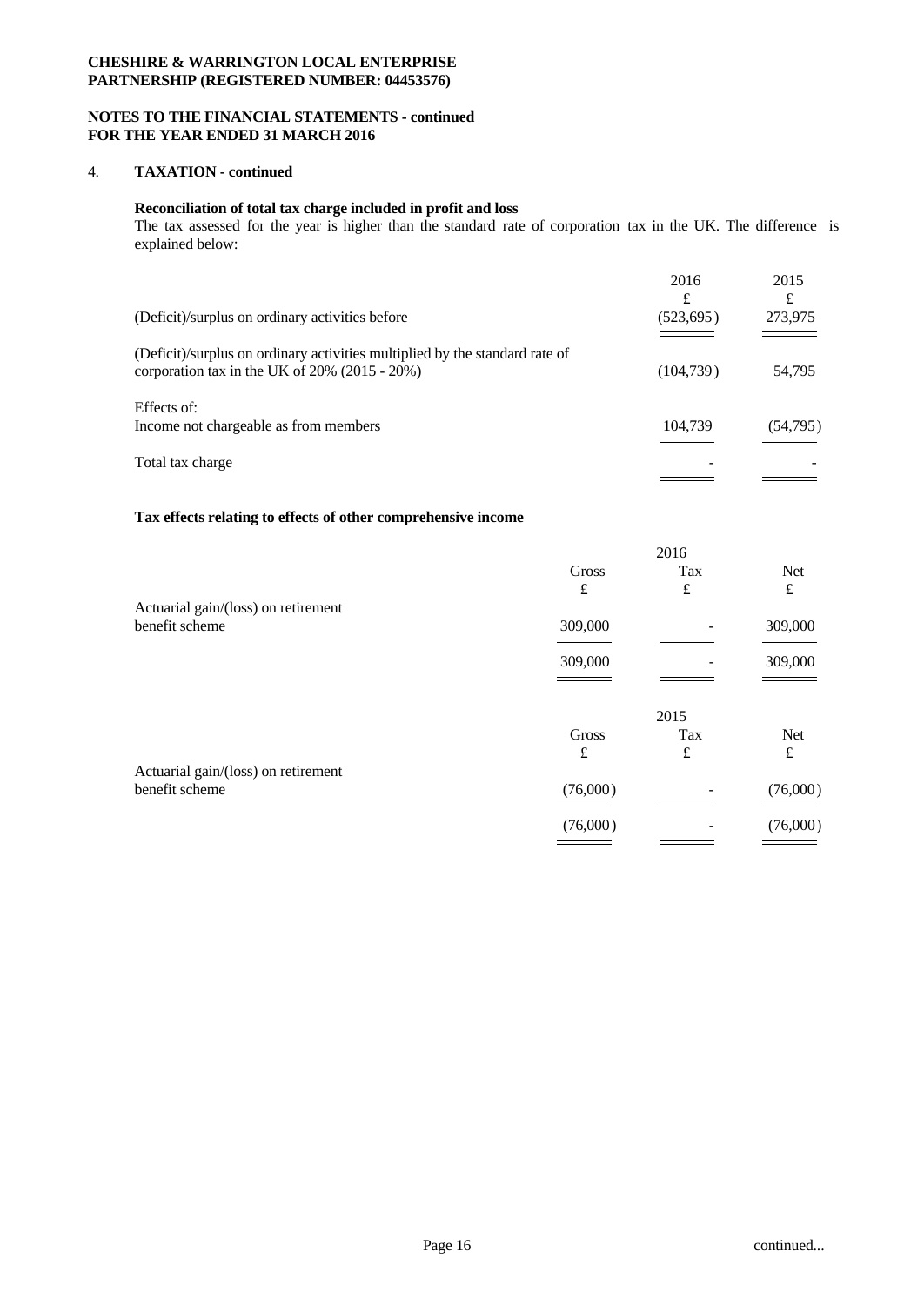**CHESHIRE & WARRINGTON LOCAL ENTERPRISE PARTNERSHIP (REGISTERED NUMBER: 04453576)**

**NOTES TO THE FINANCIAL STATEMENTS - continued FOR THE YEAR ENDED 31 MARCH 2016**

## 4. TAXATION - continued

**Reconciliation of total tax charge included in profit and loss**

The tax assessed for the year is higher than the standard rate of corporation tax in the UK. The difference is explained below:

| | 2016 | 2015 |
|---|---|---|
| | £ | £ |
| (Deficit)/surplus on ordinary activities before | (523,695) | 273,975 |
| (Deficit)/surplus on ordinary activities multiplied by the standard rate of corporation tax in the UK of 20% (2015 - 20%) | (104,739) | 54,795 |
| Effects of: | | |
| Income not chargeable as from members | 104,739 | (54,795) |
| Total tax charge | - | - |

**Tax effects relating to effects of other comprehensive income**

| | | 2016 | |
|---|---|---|---|
| | Gross | Tax | Net |
| | £ | £ | £ |
| Actuarial gain/(loss) on retirement benefit scheme | 309,000 | - | 309,000 |
| | 309,000 | - | 309,000 |

| | | 2015 | |
|---|---|---|---|
| | Gross | Tax | Net |
| | £ | £ | £ |
| Actuarial gain/(loss) on retirement benefit scheme | (76,000) | - | (76,000) |
| | (76,000) | - | (76,000) |

continued...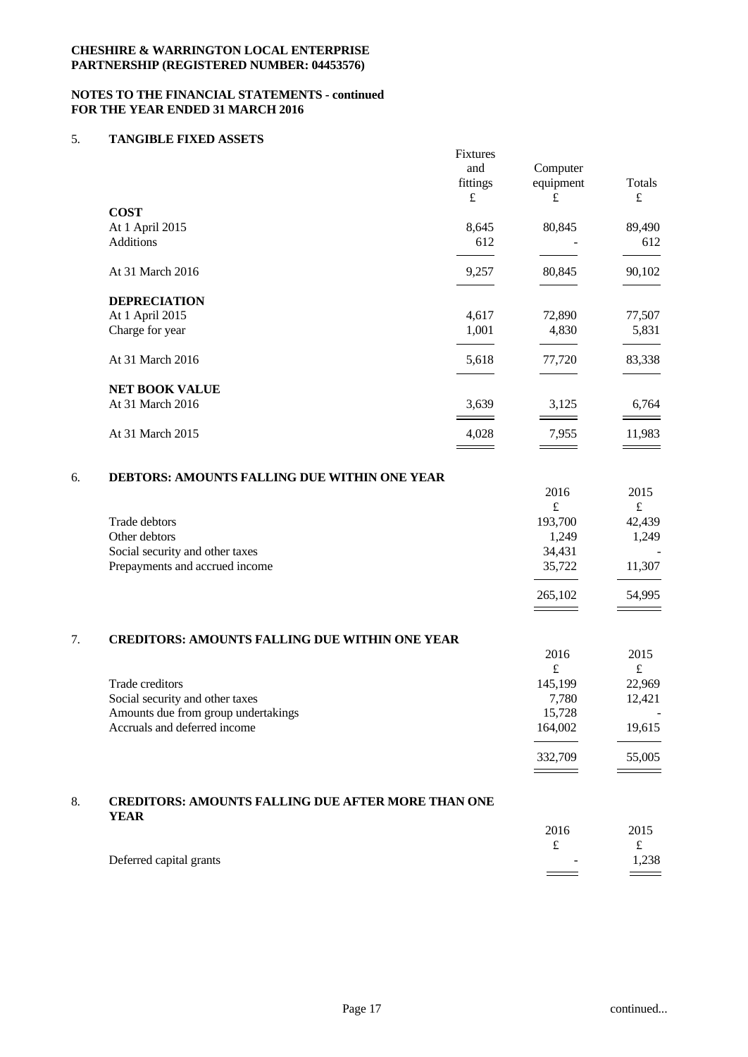**CHESHIRE & WARRINGTON LOCAL ENTERPRISE PARTNERSHIP (REGISTERED NUMBER: 04453576)**

**NOTES TO THE FINANCIAL STATEMENTS - continued FOR THE YEAR ENDED 31 MARCH 2016**

## 5. TANGIBLE FIXED ASSETS

| | Fixtures and fittings £ | Computer equipment £ | Totals £ |
|---|---|---|---|
| **COST** | | | |
| At 1 April 2015 | 8,645 | 80,845 | 89,490 |
| Additions | 612 | - | 612 |
| At 31 March 2016 | 9,257 | 80,845 | 90,102 |
| **DEPRECIATION** | | | |
| At 1 April 2015 | 4,617 | 72,890 | 77,507 |
| Charge for year | 1,001 | 4,830 | 5,831 |
| At 31 March 2016 | 5,618 | 77,720 | 83,338 |
| **NET BOOK VALUE** | | | |
| At 31 March 2016 | 3,639 | 3,125 | 6,764 |
| At 31 March 2015 | 4,028 | 7,955 | 11,983 |

## 6. DEBTORS: AMOUNTS FALLING DUE WITHIN ONE YEAR

| | 2016 £ | 2015 £ |
|---|---|---|
| Trade debtors | 193,700 | 42,439 |
| Other debtors | 1,249 | 1,249 |
| Social security and other taxes | 34,431 | - |
| Prepayments and accrued income | 35,722 | 11,307 |
| | 265,102 | 54,995 |

## 7. CREDITORS: AMOUNTS FALLING DUE WITHIN ONE YEAR

| | 2016 £ | 2015 £ |
|---|---|---|
| Trade creditors | 145,199 | 22,969 |
| Social security and other taxes | 7,780 | 12,421 |
| Amounts due from group undertakings | 15,728 | - |
| Accruals and deferred income | 164,002 | 19,615 |
| | 332,709 | 55,005 |

## 8. CREDITORS: AMOUNTS FALLING DUE AFTER MORE THAN ONE YEAR

| | 2016 £ | 2015 £ |
|---|---|---|
| Deferred capital grants | - | 1,238 |

continued...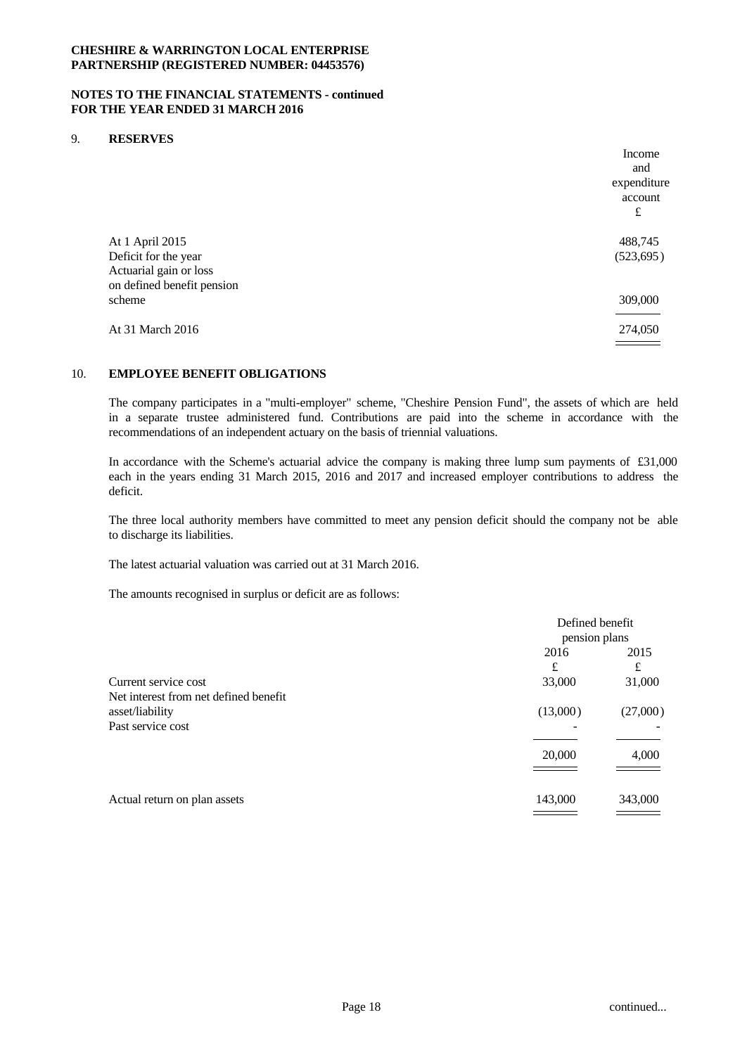**CHESHIRE & WARRINGTON LOCAL ENTERPRISE PARTNERSHIP (REGISTERED NUMBER: 04453576)**

**NOTES TO THE FINANCIAL STATEMENTS - continued**
**FOR THE YEAR ENDED 31 MARCH 2016**

## 9. RESERVES

| | Income and expenditure account |
|---|---|
| | £ |
| At 1 April 2015 | 488,745 |
| Deficit for the year | (523,695) |
| Actuarial gain or loss on defined benefit pension scheme | 309,000 |
| At 31 March 2016 | 274,050 |

## 10. EMPLOYEE BENEFIT OBLIGATIONS

The company participates in a "multi-employer" scheme, "Cheshire Pension Fund", the assets of which are held in a separate trustee administered fund. Contributions are paid into the scheme in accordance with the recommendations of an independent actuary on the basis of triennial valuations.

In accordance with the Scheme's actuarial advice the company is making three lump sum payments of £31,000 each in the years ending 31 March 2015, 2016 and 2017 and increased employer contributions to address the deficit.

The three local authority members have committed to meet any pension deficit should the company not be able to discharge its liabilities.

The latest actuarial valuation was carried out at 31 March 2016.

The amounts recognised in surplus or deficit are as follows:

| | Defined benefit pension plans | |
|---|---|---|
| | 2016 | 2015 |
| | £ | £ |
| Current service cost | 33,000 | 31,000 |
| Net interest from net defined benefit asset/liability | (13,000) | (27,000) |
| Past service cost | - | - |
| | 20,000 | 4,000 |
| Actual return on plan assets | 143,000 | 343,000 |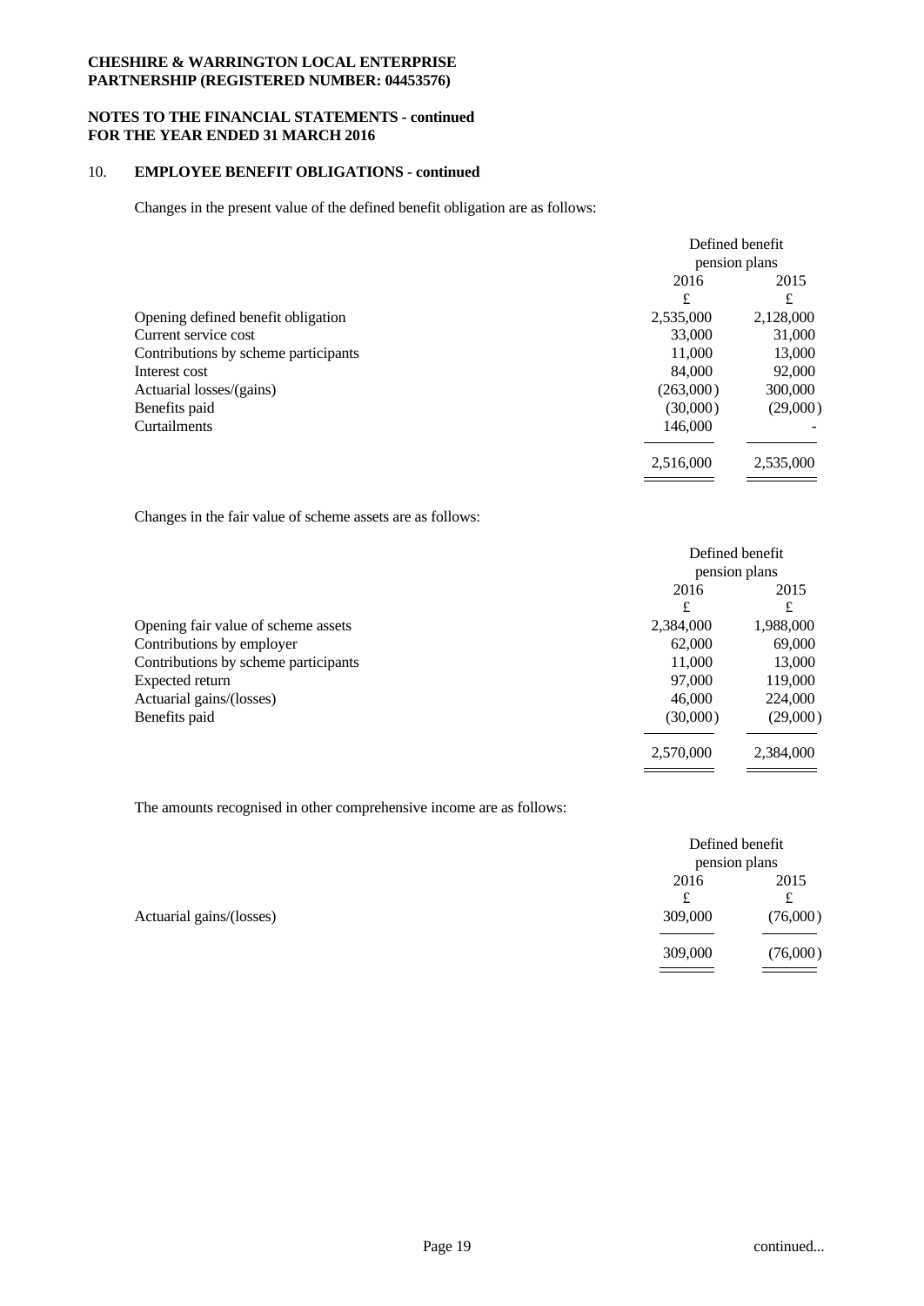**CHESHIRE & WARRINGTON LOCAL ENTERPRISE PARTNERSHIP (REGISTERED NUMBER: 04453576)**

**NOTES TO THE FINANCIAL STATEMENTS - continued FOR THE YEAR ENDED 31 MARCH 2016**

## 10. EMPLOYEE BENEFIT OBLIGATIONS - continued

Changes in the present value of the defined benefit obligation are as follows:

| | Defined benefit pension plans | |
|---|---|---|
| | 2016 | 2015 |
| | £ | £ |
| Opening defined benefit obligation | 2,535,000 | 2,128,000 |
| Current service cost | 33,000 | 31,000 |
| Contributions by scheme participants | 11,000 | 13,000 |
| Interest cost | 84,000 | 92,000 |
| Actuarial losses/(gains) | (263,000) | 300,000 |
| Benefits paid | (30,000) | (29,000) |
| Curtailments | 146,000 | - |
| | 2,516,000 | 2,535,000 |

Changes in the fair value of scheme assets are as follows:

| | Defined benefit pension plans | |
|---|---|---|
| | 2016 | 2015 |
| | £ | £ |
| Opening fair value of scheme assets | 2,384,000 | 1,988,000 |
| Contributions by employer | 62,000 | 69,000 |
| Contributions by scheme participants | 11,000 | 13,000 |
| Expected return | 97,000 | 119,000 |
| Actuarial gains/(losses) | 46,000 | 224,000 |
| Benefits paid | (30,000) | (29,000) |
| | 2,570,000 | 2,384,000 |

The amounts recognised in other comprehensive income are as follows:

| | Defined benefit pension plans | |
|---|---|---|
| | 2016 | 2015 |
| | £ | £ |
| Actuarial gains/(losses) | 309,000 | (76,000) |
| | 309,000 | (76,000) |

continued...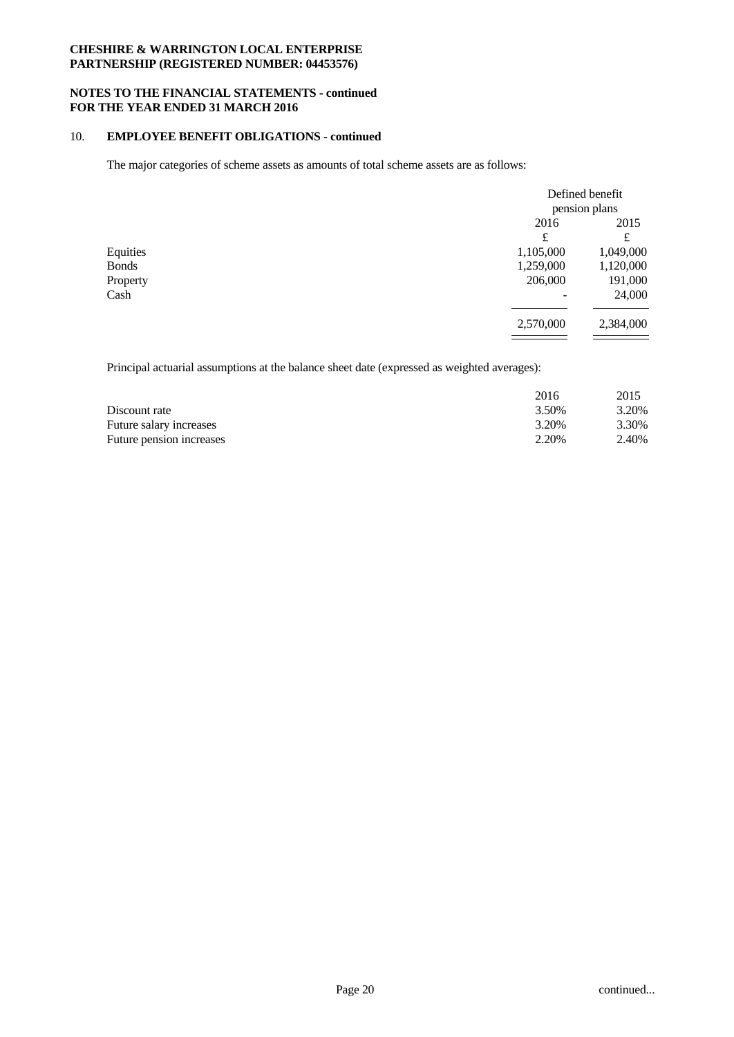## 10. EMPLOYEE BENEFIT OBLIGATIONS - continued

The major categories of scheme assets as amounts of total scheme assets are as follows:

| | Defined benefit pension plans | |
|---|---|---|
| | 2016 | 2015 |
| | £ | £ |
| Equities | 1,105,000 | 1,049,000 |
| Bonds | 1,259,000 | 1,120,000 |
| Property | 206,000 | 191,000 |
| Cash | - | 24,000 |
| | 2,570,000 | 2,384,000 |

Principal actuarial assumptions at the balance sheet date (expressed as weighted averages):

| | 2016 | 2015 |
|---|---|---|
| Discount rate | 3.50% | 3.20% |
| Future salary increases | 3.20% | 3.30% |
| Future pension increases | 2.20% | 2.40% |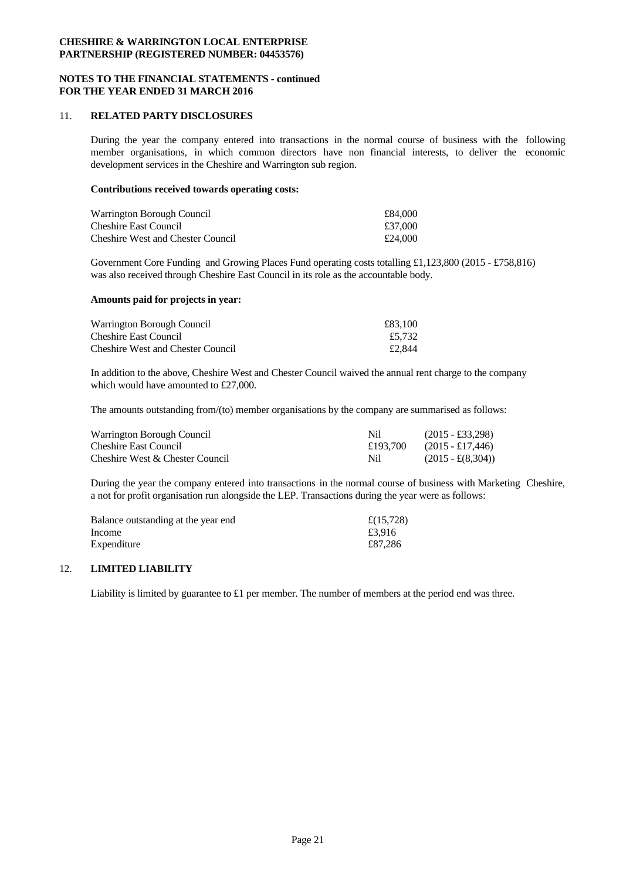**CHESHIRE & WARRINGTON LOCAL ENTERPRISE PARTNERSHIP (REGISTERED NUMBER: 04453576)**

**NOTES TO THE FINANCIAL STATEMENTS - continued FOR THE YEAR ENDED 31 MARCH 2016**

## 11. RELATED PARTY DISCLOSURES

During the year the company entered into transactions in the normal course of business with the following member organisations, in which common directors have non financial interests, to deliver the economic development services in the Cheshire and Warrington sub region.

**Contributions received towards operating costs:**

| | |
|---|---|
| Warrington Borough Council | £84,000 |
| Cheshire East Council | £37,000 |
| Cheshire West and Chester Council | £24,000 |

Government Core Funding and Growing Places Fund operating costs totalling £1,123,800 (2015 - £758,816) was also received through Cheshire East Council in its role as the accountable body.

**Amounts paid for projects in year:**

| | |
|---|---|
| Warrington Borough Council | £83,100 |
| Cheshire East Council | £5,732 |
| Cheshire West and Chester Council | £2,844 |

In addition to the above, Cheshire West and Chester Council waived the annual rent charge to the company which would have amounted to £27,000.

The amounts outstanding from/(to) member organisations by the company are summarised as follows:

| | | |
|---|---|---|
| Warrington Borough Council | Nil | (2015 - £33,298) |
| Cheshire East Council | £193,700 | (2015 - £17,446) |
| Cheshire West & Chester Council | Nil | (2015 - £(8,304)) |

During the year the company entered into transactions in the normal course of business with Marketing Cheshire, a not for profit organisation run alongside the LEP. Transactions during the year were as follows:

| | |
|---|---|
| Balance outstanding at the year end | £(15,728) |
| Income | £3,916 |
| Expenditure | £87,286 |

## 12. LIMITED LIABILITY

Liability is limited by guarantee to £1 per member. The number of members at the period end was three.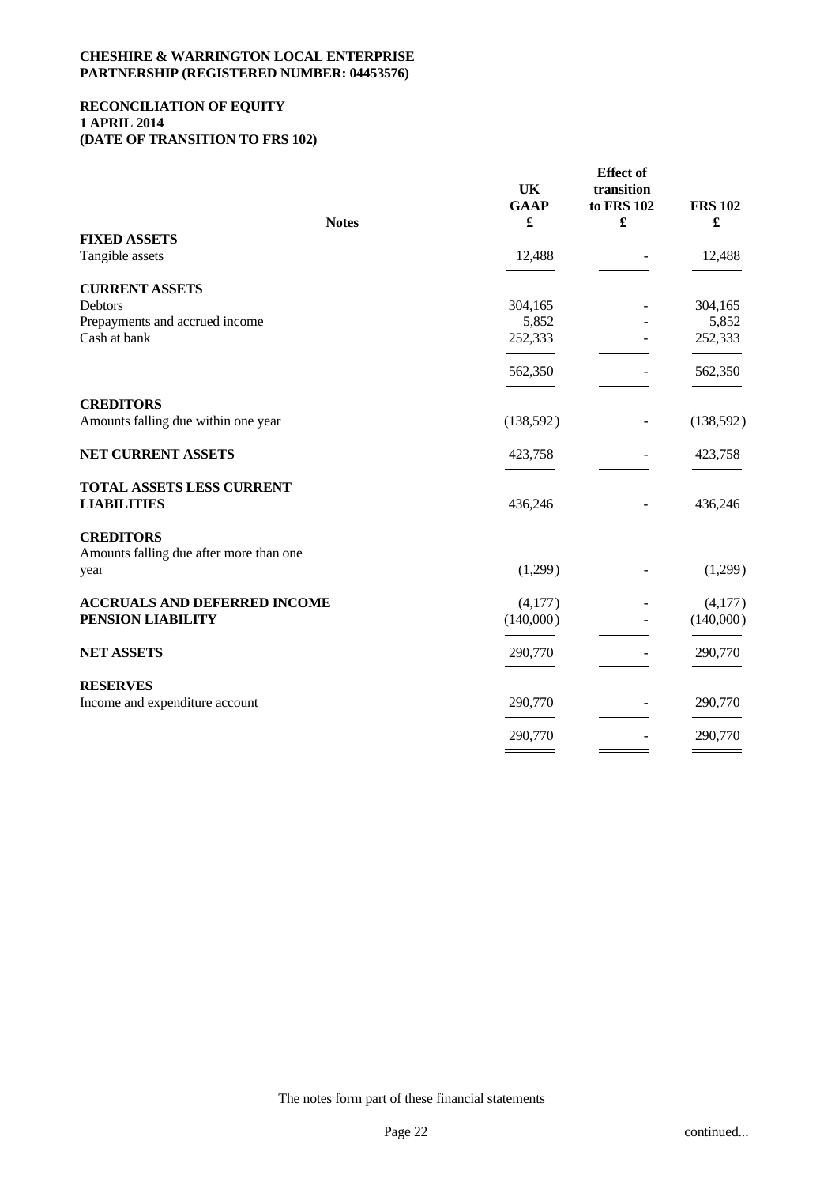**CHESHIRE & WARRINGTON LOCAL ENTERPRISE PARTNERSHIP (REGISTERED NUMBER: 04453576)**

**RECONCILIATION OF EQUITY**
**1 APRIL 2014**
**(DATE OF TRANSITION TO FRS 102)**

| | Notes | UK GAAP £ | Effect of transition to FRS 102 £ | FRS 102 £ |
|---|---|---|---|---|
| **FIXED ASSETS** | | | | |
| Tangible assets | | 12,488 | - | 12,488 |
| **CURRENT ASSETS** | | | | |
| Debtors | | 304,165 | - | 304,165 |
| Prepayments and accrued income | | 5,852 | - | 5,852 |
| Cash at bank | | 252,333 | - | 252,333 |
| | | 562,350 | - | 562,350 |
| **CREDITORS** | | | | |
| Amounts falling due within one year | | (138,592) | - | (138,592) |
| **NET CURRENT ASSETS** | | 423,758 | - | 423,758 |
| **TOTAL ASSETS LESS CURRENT LIABILITIES** | | 436,246 | - | 436,246 |
| **CREDITORS** | | | | |
| Amounts falling due after more than one year | | (1,299) | - | (1,299) |
| **ACCRUALS AND DEFERRED INCOME** | | (4,177) | - | (4,177) |
| **PENSION LIABILITY** | | (140,000) | - | (140,000) |
| **NET ASSETS** | | 290,770 | - | 290,770 |
| **RESERVES** | | | | |
| Income and expenditure account | | 290,770 | - | 290,770 |
| | | 290,770 | - | 290,770 |

The notes form part of these financial statements

continued...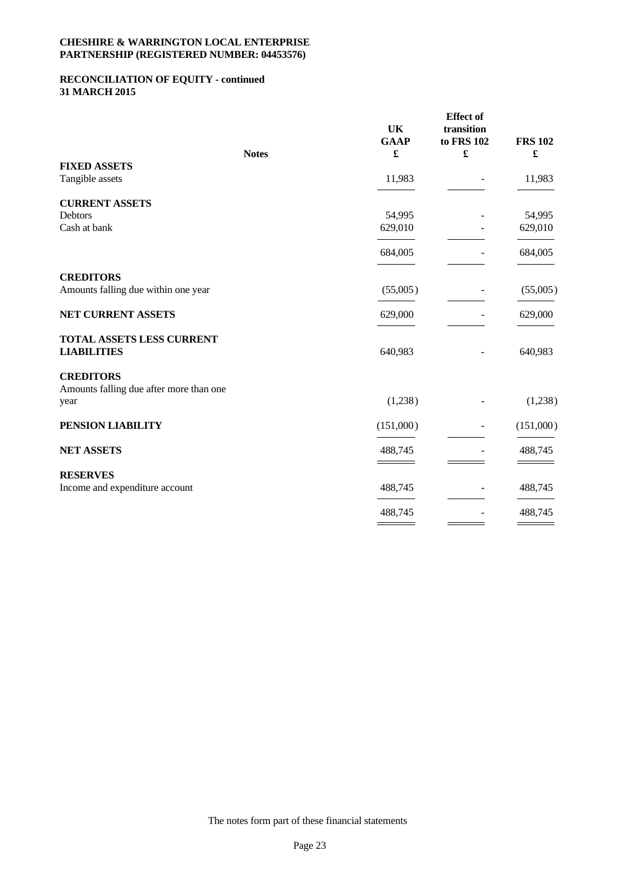**CHESHIRE & WARRINGTON LOCAL ENTERPRISE PARTNERSHIP (REGISTERED NUMBER: 04453576)**

**RECONCILIATION OF EQUITY - continued**
**31 MARCH 2015**

| | Notes | UK GAAP £ | Effect of transition to FRS 102 £ | FRS 102 £ |
|---|---|---|---|---|
| **FIXED ASSETS** | | | | |
| Tangible assets | | 11,983 | - | 11,983 |
| **CURRENT ASSETS** | | | | |
| Debtors | | 54,995 | - | 54,995 |
| Cash at bank | | 629,010 | - | 629,010 |
| | | 684,005 | - | 684,005 |
| **CREDITORS** | | | | |
| Amounts falling due within one year | | (55,005) | - | (55,005) |
| **NET CURRENT ASSETS** | | 629,000 | - | 629,000 |
| **TOTAL ASSETS LESS CURRENT LIABILITIES** | | 640,983 | - | 640,983 |
| **CREDITORS** | | | | |
| Amounts falling due after more than one year | | (1,238) | - | (1,238) |
| **PENSION LIABILITY** | | (151,000) | - | (151,000) |
| **NET ASSETS** | | 488,745 | - | 488,745 |
| **RESERVES** | | | | |
| Income and expenditure account | | 488,745 | - | 488,745 |
| | | 488,745 | - | 488,745 |

The notes form part of these financial statements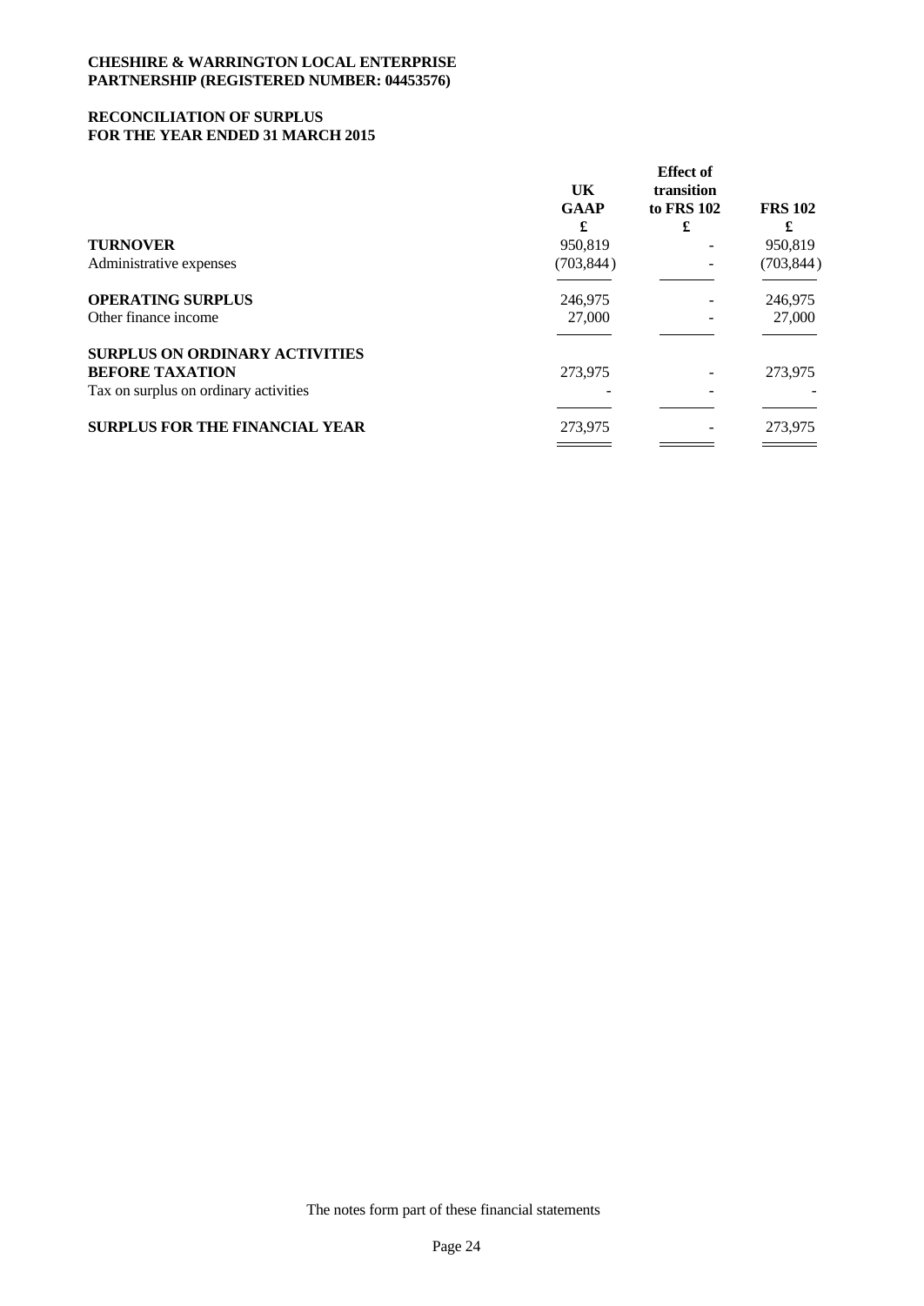**CHESHIRE & WARRINGTON LOCAL ENTERPRISE PARTNERSHIP (REGISTERED NUMBER: 04453576)**

**RECONCILIATION OF SURPLUS**
**FOR THE YEAR ENDED 31 MARCH 2015**

| | UK GAAP | Effect of transition to FRS 102 | FRS 102 |
|---|---|---|---|
| | £ | £ | £ |
| **TURNOVER** | 950,819 | - | 950,819 |
| Administrative expenses | (703,844) | - | (703,844) |
| **OPERATING SURPLUS** | 246,975 | - | 246,975 |
| Other finance income | 27,000 | - | 27,000 |
| **SURPLUS ON ORDINARY ACTIVITIES BEFORE TAXATION** | 273,975 | - | 273,975 |
| Tax on surplus on ordinary activities | - | - | - |
| **SURPLUS FOR THE FINANCIAL YEAR** | 273,975 | - | 273,975 |

The notes form part of these financial statements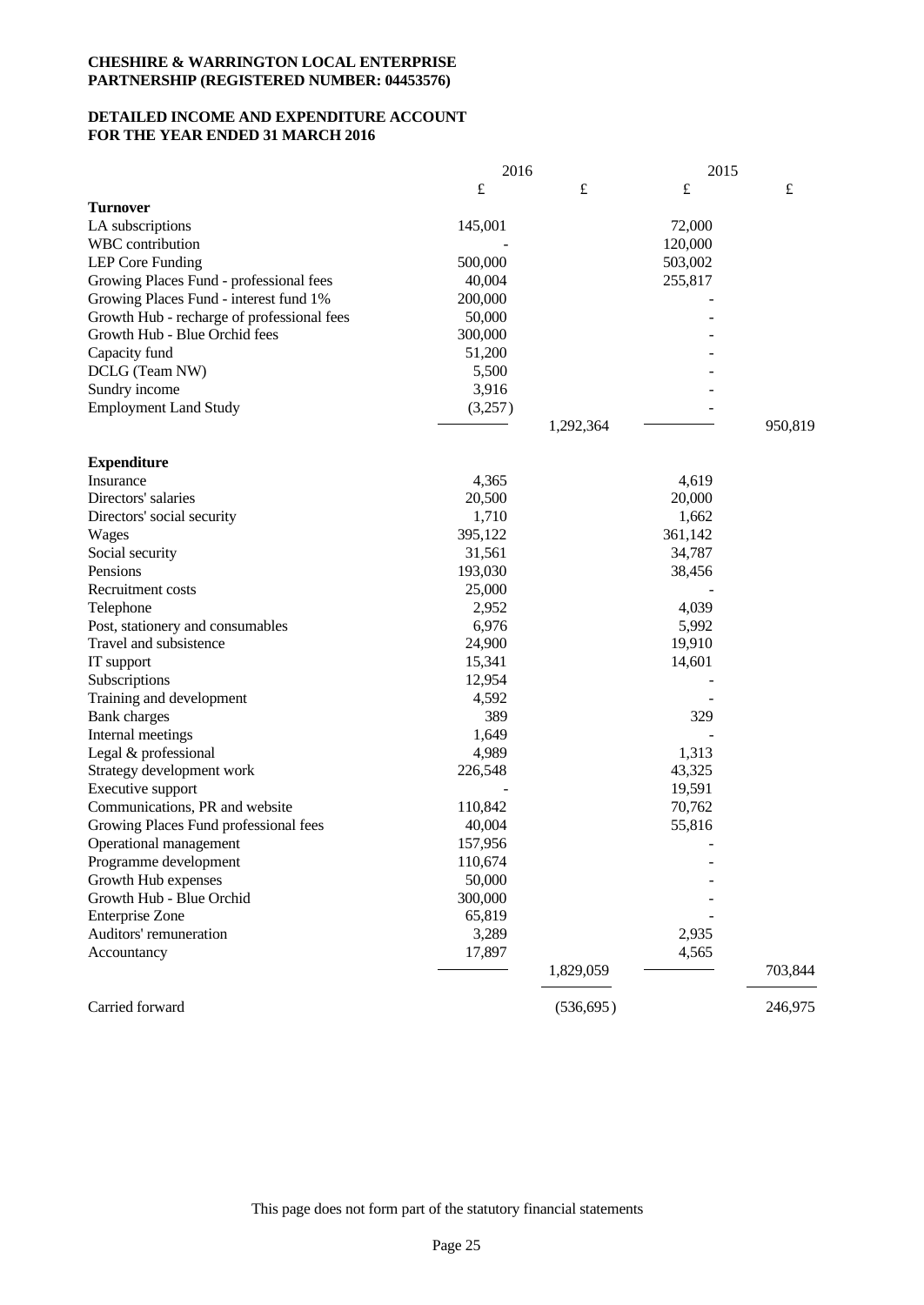**CHESHIRE & WARRINGTON LOCAL ENTERPRISE PARTNERSHIP (REGISTERED NUMBER: 04453576)**

**DETAILED INCOME AND EXPENDITURE ACCOUNT FOR THE YEAR ENDED 31 MARCH 2016**

| | 2016 | | 2015 | |
|---|---|---|---|---|
| | £ | £ | £ | £ |
| **Turnover** | | | | |
| LA subscriptions | 145,001 | | 72,000 | |
| WBC contribution | - | | 120,000 | |
| LEP Core Funding | 500,000 | | 503,002 | |
| Growing Places Fund - professional fees | 40,004 | | 255,817 | |
| Growing Places Fund - interest fund 1% | 200,000 | | - | |
| Growth Hub - recharge of professional fees | 50,000 | | - | |
| Growth Hub - Blue Orchid fees | 300,000 | | - | |
| Capacity fund | 51,200 | | - | |
| DCLG (Team NW) | 5,500 | | - | |
| Sundry income | 3,916 | | - | |
| Employment Land Study | (3,257) | | - | |
| | | 1,292,364 | | 950,819 |
| **Expenditure** | | | | |
| Insurance | 4,365 | | 4,619 | |
| Directors' salaries | 20,500 | | 20,000 | |
| Directors' social security | 1,710 | | 1,662 | |
| Wages | 395,122 | | 361,142 | |
| Social security | 31,561 | | 34,787 | |
| Pensions | 193,030 | | 38,456 | |
| Recruitment costs | 25,000 | | - | |
| Telephone | 2,952 | | 4,039 | |
| Post, stationery and consumables | 6,976 | | 5,992 | |
| Travel and subsistence | 24,900 | | 19,910 | |
| IT support | 15,341 | | 14,601 | |
| Subscriptions | 12,954 | | - | |
| Training and development | 4,592 | | - | |
| Bank charges | 389 | | 329 | |
| Internal meetings | 1,649 | | - | |
| Legal & professional | 4,989 | | 1,313 | |
| Strategy development work | 226,548 | | 43,325 | |
| Executive support | - | | 19,591 | |
| Communications, PR and website | 110,842 | | 70,762 | |
| Growing Places Fund professional fees | 40,004 | | 55,816 | |
| Operational management | 157,956 | | - | |
| Programme development | 110,674 | | - | |
| Growth Hub expenses | 50,000 | | - | |
| Growth Hub - Blue Orchid | 300,000 | | - | |
| Enterprise Zone | 65,819 | | - | |
| Auditors' remuneration | 3,289 | | 2,935 | |
| Accountancy | 17,897 | | 4,565 | |
| | | 1,829,059 | | 703,844 |
| Carried forward | | (536,695) | | 246,975 |

This page does not form part of the statutory financial statements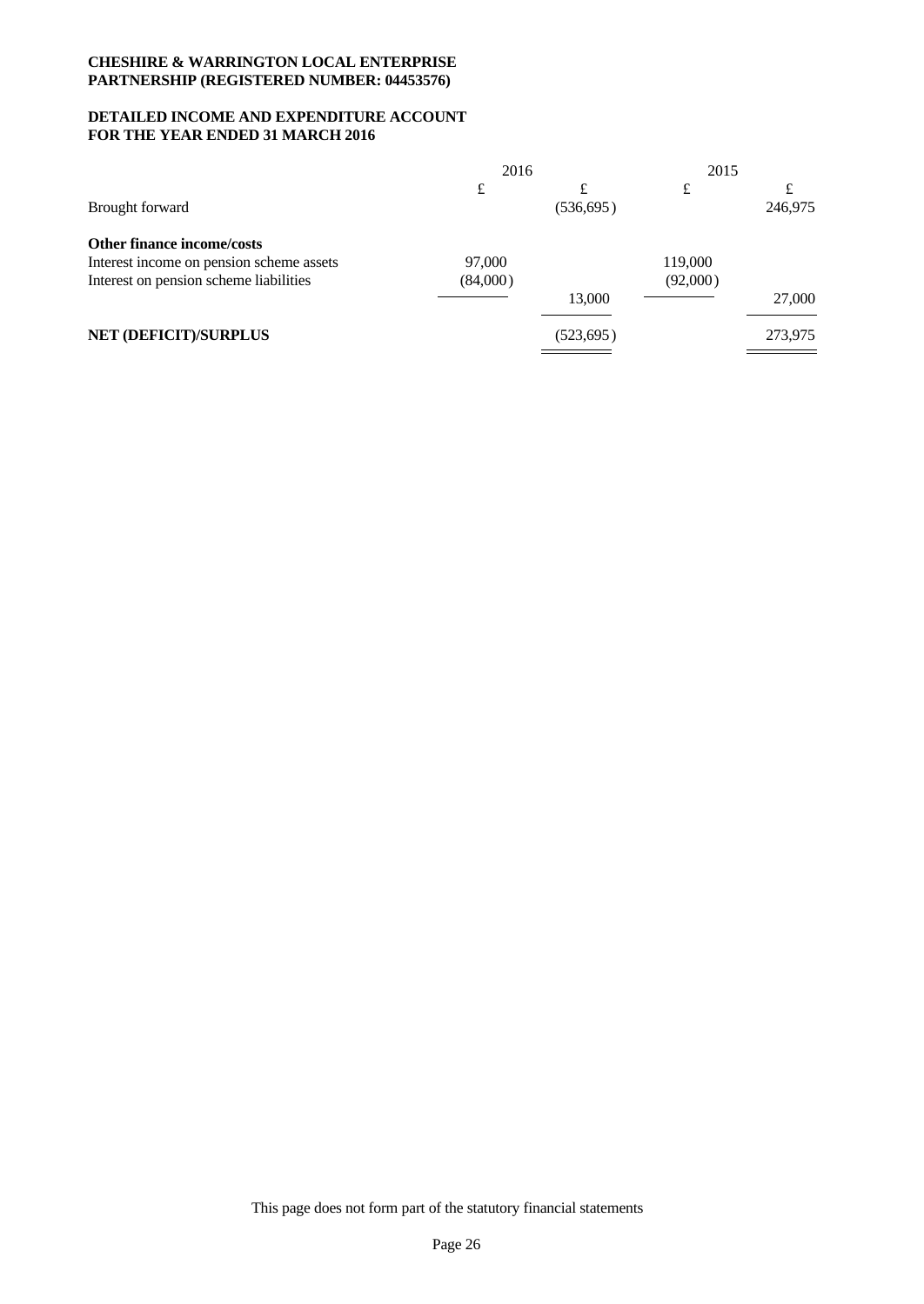**CHESHIRE & WARRINGTON LOCAL ENTERPRISE PARTNERSHIP (REGISTERED NUMBER: 04453576)**

**DETAILED INCOME AND EXPENDITURE ACCOUNT FOR THE YEAR ENDED 31 MARCH 2016**

| | 2016 | | 2015 | |
|---|---|---|---|---|
| | £ | £ | £ | £ |
| Brought forward | | (536,695) | | 246,975 |
| **Other finance income/costs** | | | | |
| Interest income on pension scheme assets | 97,000 | | 119,000 | |
| Interest on pension scheme liabilities | (84,000) | | (92,000) | |
| | | 13,000 | | 27,000 |
| **NET (DEFICIT)/SURPLUS** | | (523,695) | | 273,975 |

This page does not form part of the statutory financial statements